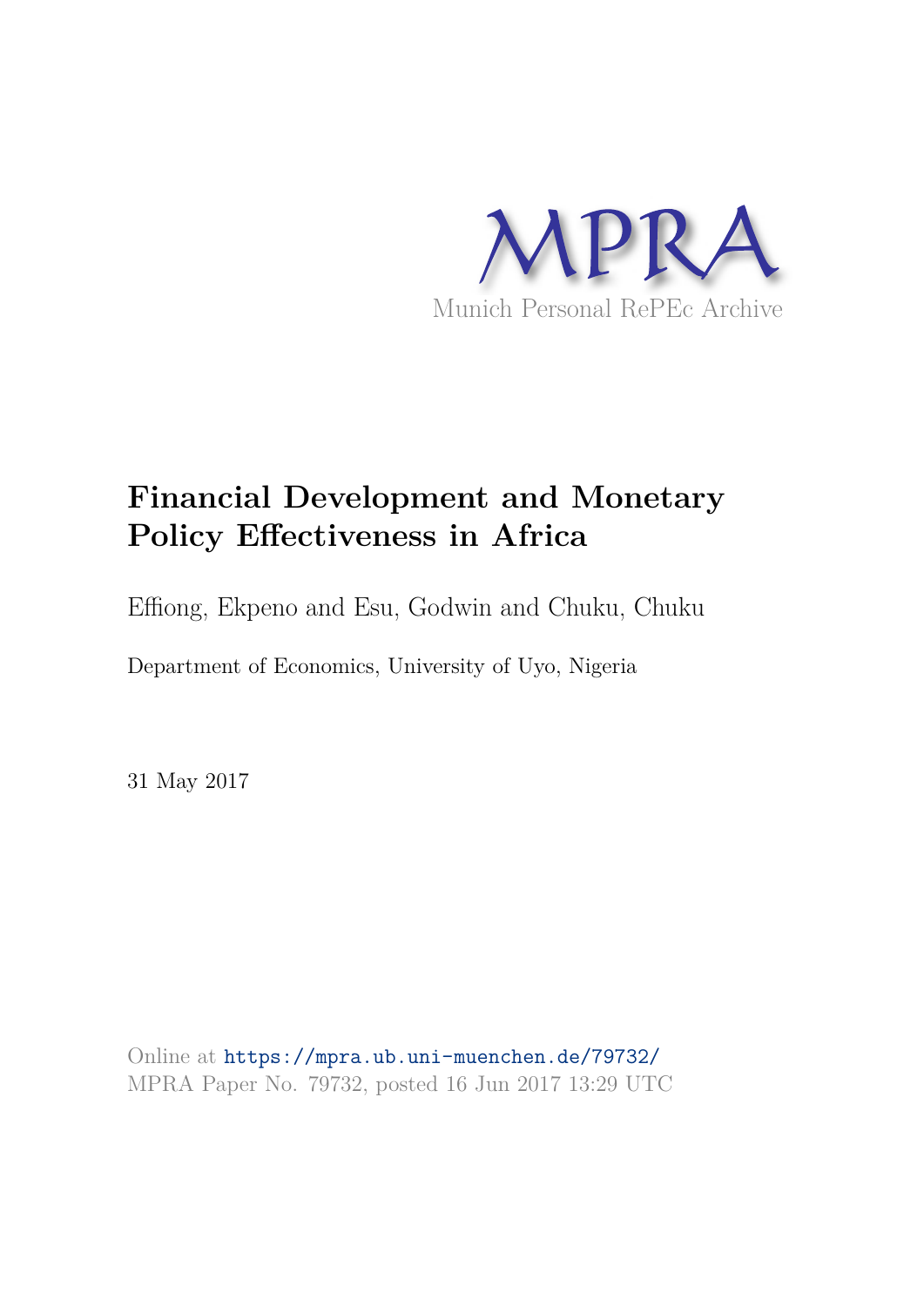MPRA

Munich Personal RePEc Archive

# Financial Development and Monetary Policy Effectiveness in Africa

Effiong, Ekpeno and Esu, Godwin and Chuku, Chuku

Department of Economics, University of Uyo, Nigeria

31 May 2017

Online at https://mpra.ub.uni-muenchen.de/79732/
MPRA Paper No. 79732, posted 16 Jun 2017 13:29 UTC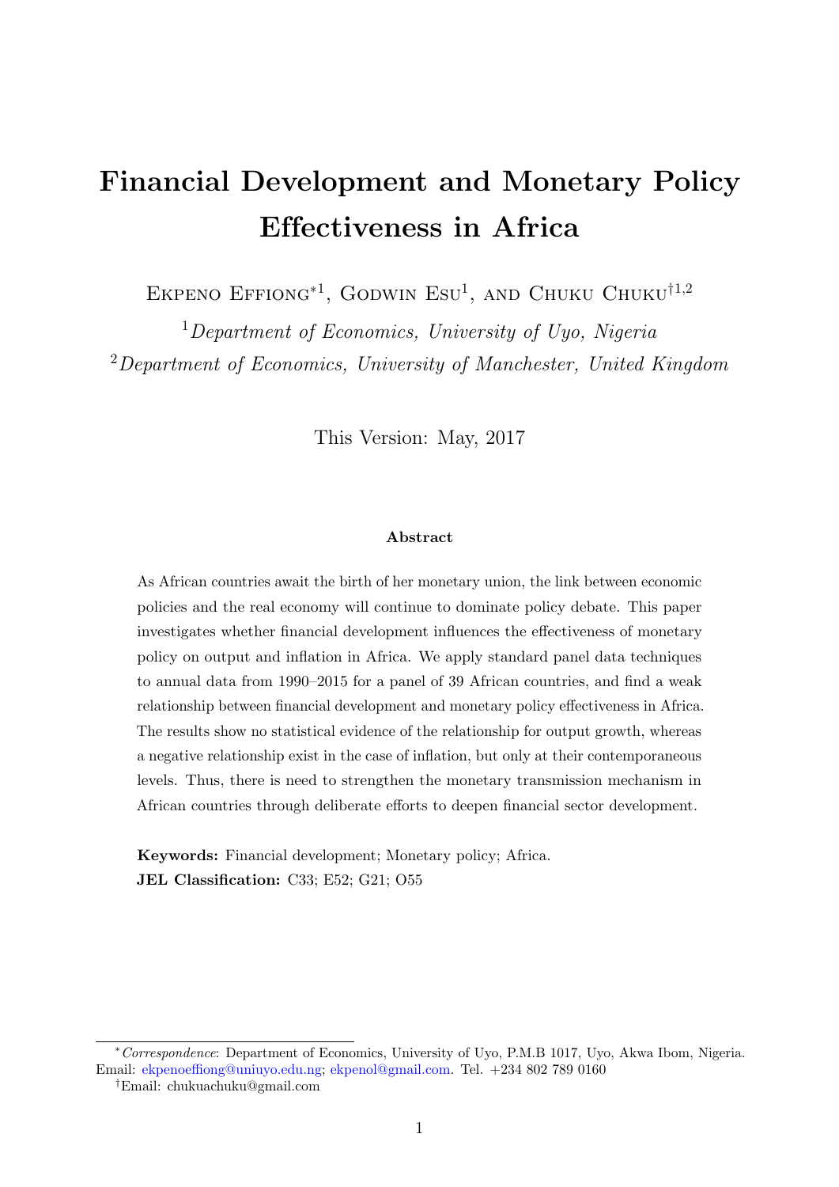# Financial Development and Monetary Policy Effectiveness in Africa

Ekpeno Effiong*[1], Godwin Esu[1], and Chuku Chuku†[1,2]

[1]*Department of Economics, University of Uyo, Nigeria*

[2]*Department of Economics, University of Manchester, United Kingdom*

This Version: May, 2017

### Abstract

As African countries await the birth of her monetary union, the link between economic policies and the real economy will continue to dominate policy debate. This paper investigates whether financial development influences the effectiveness of monetary policy on output and inflation in Africa. We apply standard panel data techniques to annual data from 1990–2015 for a panel of 39 African countries, and find a weak relationship between financial development and monetary policy effectiveness in Africa. The results show no statistical evidence of the relationship for output growth, whereas a negative relationship exist in the case of inflation, but only at their contemporaneous levels. Thus, there is need to strengthen the monetary transmission mechanism in African countries through deliberate efforts to deepen financial sector development.

**Keywords:** Financial development; Monetary policy; Africa.

**JEL Classification:** C33; E52; G21; O55

---

\* *Correspondence*: Department of Economics, University of Uyo, P.M.B 1017, Uyo, Akwa Ibom, Nigeria. Email: ekpenoeffiong@uniuyo.edu.ng; ekpenol@gmail.com. Tel. +234 802 789 0160

† Email: chukuachuku@gmail.com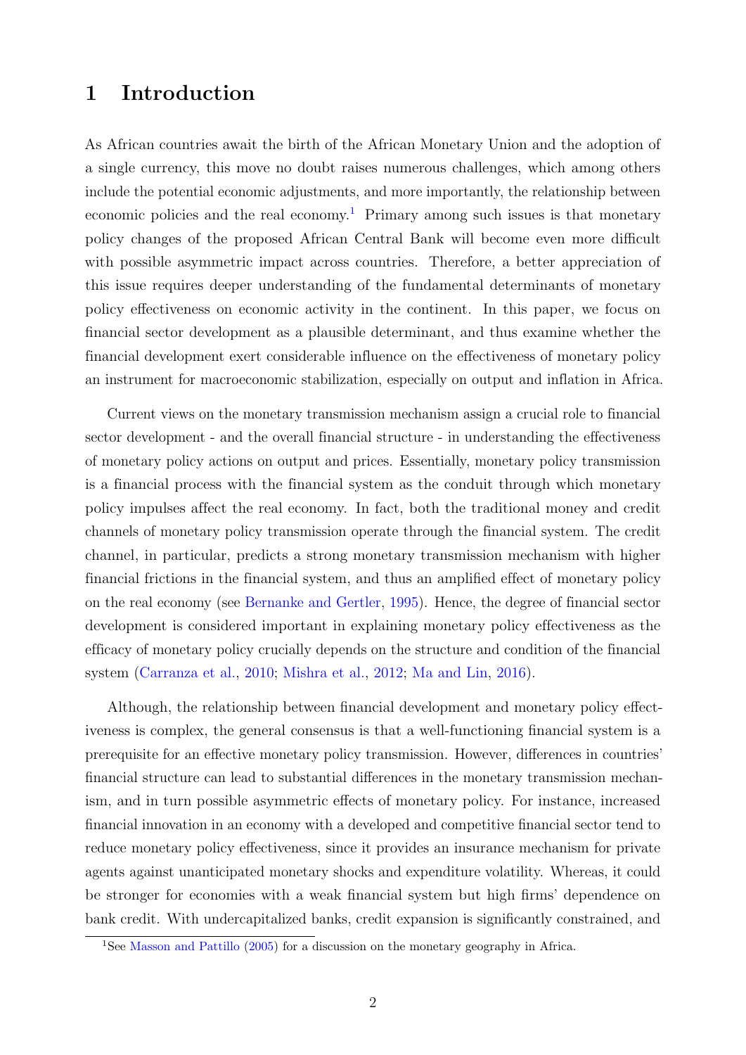# 1 Introduction

As African countries await the birth of the African Monetary Union and the adoption of a single currency, this move no doubt raises numerous challenges, which among others include the potential economic adjustments, and more importantly, the relationship between economic policies and the real economy.[1] Primary among such issues is that monetary policy changes of the proposed African Central Bank will become even more difficult with possible asymmetric impact across countries. Therefore, a better appreciation of this issue requires deeper understanding of the fundamental determinants of monetary policy effectiveness on economic activity in the continent. In this paper, we focus on financial sector development as a plausible determinant, and thus examine whether the financial development exert considerable influence on the effectiveness of monetary policy an instrument for macroeconomic stabilization, especially on output and inflation in Africa.

Current views on the monetary transmission mechanism assign a crucial role to financial sector development - and the overall financial structure - in understanding the effectiveness of monetary policy actions on output and prices. Essentially, monetary policy transmission is a financial process with the financial system as the conduit through which monetary policy impulses affect the real economy. In fact, both the traditional money and credit channels of monetary policy transmission operate through the financial system. The credit channel, in particular, predicts a strong monetary transmission mechanism with higher financial frictions in the financial system, and thus an amplified effect of monetary policy on the real economy (see Bernanke and Gertler, 1995). Hence, the degree of financial sector development is considered important in explaining monetary policy effectiveness as the efficacy of monetary policy crucially depends on the structure and condition of the financial system (Carranza et al., 2010; Mishra et al., 2012; Ma and Lin, 2016).

Although, the relationship between financial development and monetary policy effectiveness is complex, the general consensus is that a well-functioning financial system is a prerequisite for an effective monetary policy transmission. However, differences in countries' financial structure can lead to substantial differences in the monetary transmission mechanism, and in turn possible asymmetric effects of monetary policy. For instance, increased financial innovation in an economy with a developed and competitive financial sector tend to reduce monetary policy effectiveness, since it provides an insurance mechanism for private agents against unanticipated monetary shocks and expenditure volatility. Whereas, it could be stronger for economies with a weak financial system but high firms' dependence on bank credit. With undercapitalized banks, credit expansion is significantly constrained, and

[1] See Masson and Pattillo (2005) for a discussion on the monetary geography in Africa.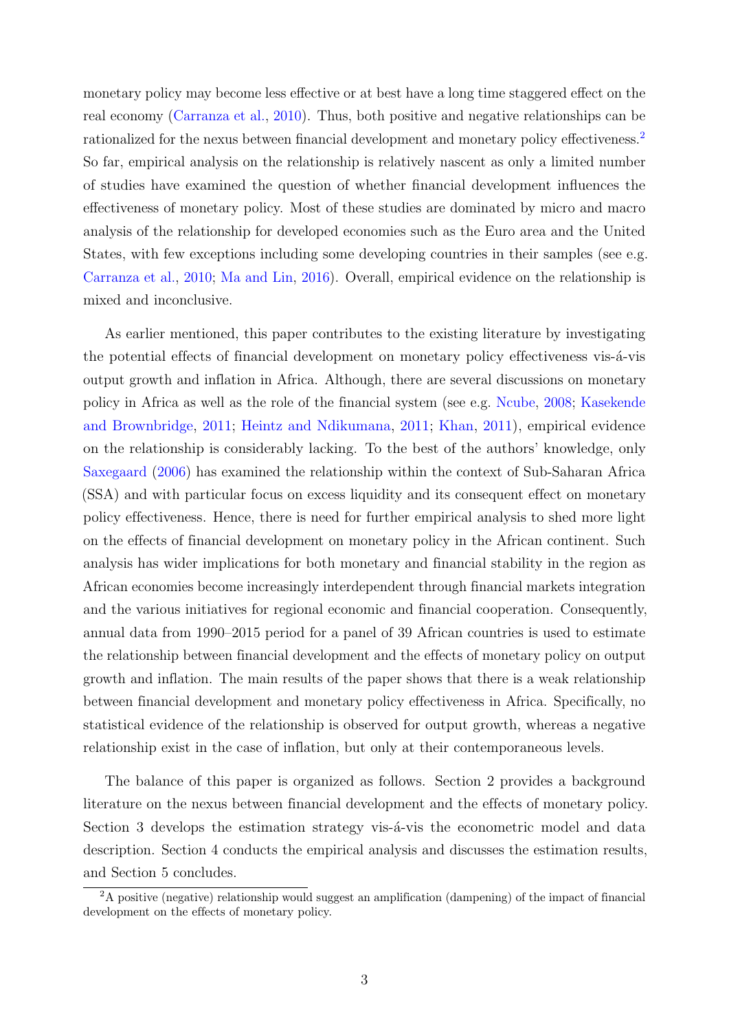monetary policy may become less effective or at best have a long time staggered effect on the real economy (Carranza et al., 2010). Thus, both positive and negative relationships can be rationalized for the nexus between financial development and monetary policy effectiveness.[2] So far, empirical analysis on the relationship is relatively nascent as only a limited number of studies have examined the question of whether financial development influences the effectiveness of monetary policy. Most of these studies are dominated by micro and macro analysis of the relationship for developed economies such as the Euro area and the United States, with few exceptions including some developing countries in their samples (see e.g. Carranza et al., 2010; Ma and Lin, 2016). Overall, empirical evidence on the relationship is mixed and inconclusive.

As earlier mentioned, this paper contributes to the existing literature by investigating the potential effects of financial development on monetary policy effectiveness vis-á-vis output growth and inflation in Africa. Although, there are several discussions on monetary policy in Africa as well as the role of the financial system (see e.g. Ncube, 2008; Kasekende and Brownbridge, 2011; Heintz and Ndikumana, 2011; Khan, 2011), empirical evidence on the relationship is considerably lacking. To the best of the authors' knowledge, only Saxegaard (2006) has examined the relationship within the context of Sub-Saharan Africa (SSA) and with particular focus on excess liquidity and its consequent effect on monetary policy effectiveness. Hence, there is need for further empirical analysis to shed more light on the effects of financial development on monetary policy in the African continent. Such analysis has wider implications for both monetary and financial stability in the region as African economies become increasingly interdependent through financial markets integration and the various initiatives for regional economic and financial cooperation. Consequently, annual data from 1990–2015 period for a panel of 39 African countries is used to estimate the relationship between financial development and the effects of monetary policy on output growth and inflation. The main results of the paper shows that there is a weak relationship between financial development and monetary policy effectiveness in Africa. Specifically, no statistical evidence of the relationship is observed for output growth, whereas a negative relationship exist in the case of inflation, but only at their contemporaneous levels.

The balance of this paper is organized as follows. Section 2 provides a background literature on the nexus between financial development and the effects of monetary policy. Section 3 develops the estimation strategy vis-á-vis the econometric model and data description. Section 4 conducts the empirical analysis and discusses the estimation results, and Section 5 concludes.

[2]A positive (negative) relationship would suggest an amplification (dampening) of the impact of financial development on the effects of monetary policy.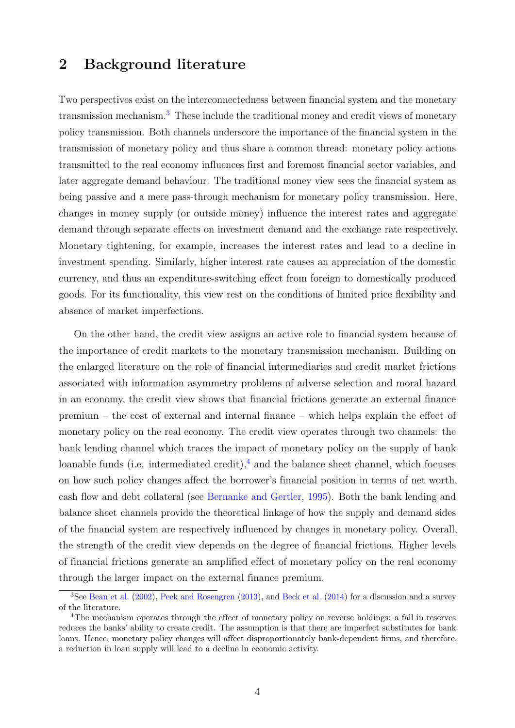## 2 Background literature

Two perspectives exist on the interconnectedness between financial system and the monetary transmission mechanism.[3] These include the traditional money and credit views of monetary policy transmission. Both channels underscore the importance of the financial system in the transmission of monetary policy and thus share a common thread: monetary policy actions transmitted to the real economy influences first and foremost financial sector variables, and later aggregate demand behaviour. The traditional money view sees the financial system as being passive and a mere pass-through mechanism for monetary policy transmission. Here, changes in money supply (or outside money) influence the interest rates and aggregate demand through separate effects on investment demand and the exchange rate respectively. Monetary tightening, for example, increases the interest rates and lead to a decline in investment spending. Similarly, higher interest rate causes an appreciation of the domestic currency, and thus an expenditure-switching effect from foreign to domestically produced goods. For its functionality, this view rest on the conditions of limited price flexibility and absence of market imperfections.

On the other hand, the credit view assigns an active role to financial system because of the importance of credit markets to the monetary transmission mechanism. Building on the enlarged literature on the role of financial intermediaries and credit market frictions associated with information asymmetry problems of adverse selection and moral hazard in an economy, the credit view shows that financial frictions generate an external finance premium – the cost of external and internal finance – which helps explain the effect of monetary policy on the real economy. The credit view operates through two channels: the bank lending channel which traces the impact of monetary policy on the supply of bank loanable funds (i.e. intermediated credit),[4] and the balance sheet channel, which focuses on how such policy changes affect the borrower's financial position in terms of net worth, cash flow and debt collateral (see Bernanke and Gertler, 1995). Both the bank lending and balance sheet channels provide the theoretical linkage of how the supply and demand sides of the financial system are respectively influenced by changes in monetary policy. Overall, the strength of the credit view depends on the degree of financial frictions. Higher levels of financial frictions generate an amplified effect of monetary policy on the real economy through the larger impact on the external finance premium.

[3] See Bean et al. (2002), Peek and Rosengren (2013), and Beck et al. (2014) for a discussion and a survey of the literature.

[4] The mechanism operates through the effect of monetary policy on reverse holdings: a fall in reserves reduces the banks' ability to create credit. The assumption is that there are imperfect substitutes for bank loans. Hence, monetary policy changes will affect disproportionately bank-dependent firms, and therefore, a reduction in loan supply will lead to a decline in economic activity.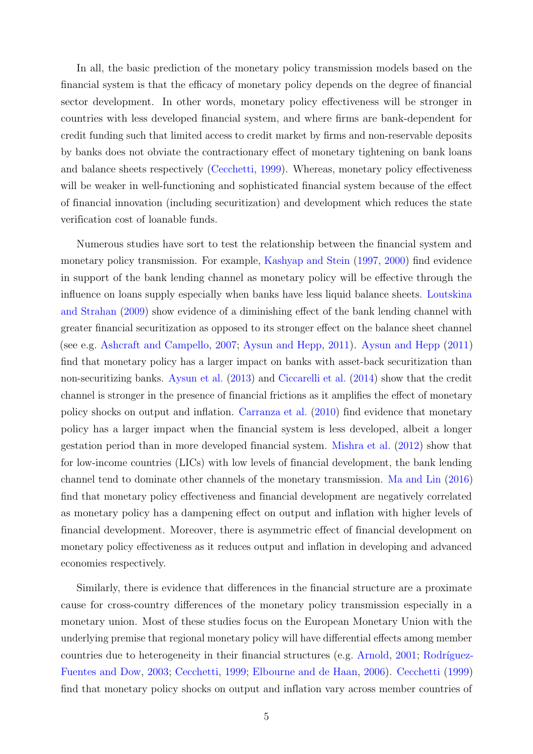In all, the basic prediction of the monetary policy transmission models based on the financial system is that the efficacy of monetary policy depends on the degree of financial sector development. In other words, monetary policy effectiveness will be stronger in countries with less developed financial system, and where firms are bank-dependent for credit funding such that limited access to credit market by firms and non-reservable deposits by banks does not obviate the contractionary effect of monetary tightening on bank loans and balance sheets respectively (Cecchetti, 1999). Whereas, monetary policy effectiveness will be weaker in well-functioning and sophisticated financial system because of the effect of financial innovation (including securitization) and development which reduces the state verification cost of loanable funds.

Numerous studies have sort to test the relationship between the financial system and monetary policy transmission. For example, Kashyap and Stein (1997, 2000) find evidence in support of the bank lending channel as monetary policy will be effective through the influence on loans supply especially when banks have less liquid balance sheets. Loutskina and Strahan (2009) show evidence of a diminishing effect of the bank lending channel with greater financial securitization as opposed to its stronger effect on the balance sheet channel (see e.g. Ashcraft and Campello, 2007; Aysun and Hepp, 2011). Aysun and Hepp (2011) find that monetary policy has a larger impact on banks with asset-back securitization than non-securitizing banks. Aysun et al. (2013) and Ciccarelli et al. (2014) show that the credit channel is stronger in the presence of financial frictions as it amplifies the effect of monetary policy shocks on output and inflation. Carranza et al. (2010) find evidence that monetary policy has a larger impact when the financial system is less developed, albeit a longer gestation period than in more developed financial system. Mishra et al. (2012) show that for low-income countries (LICs) with low levels of financial development, the bank lending channel tend to dominate other channels of the monetary transmission. Ma and Lin (2016) find that monetary policy effectiveness and financial development are negatively correlated as monetary policy has a dampening effect on output and inflation with higher levels of financial development. Moreover, there is asymmetric effect of financial development on monetary policy effectiveness as it reduces output and inflation in developing and advanced economies respectively.

Similarly, there is evidence that differences in the financial structure are a proximate cause for cross-country differences of the monetary policy transmission especially in a monetary union. Most of these studies focus on the European Monetary Union with the underlying premise that regional monetary policy will have differential effects among member countries due to heterogeneity in their financial structures (e.g. Arnold, 2001; Rodríguez-Fuentes and Dow, 2003; Cecchetti, 1999; Elbourne and de Haan, 2006). Cecchetti (1999) find that monetary policy shocks on output and inflation vary across member countries of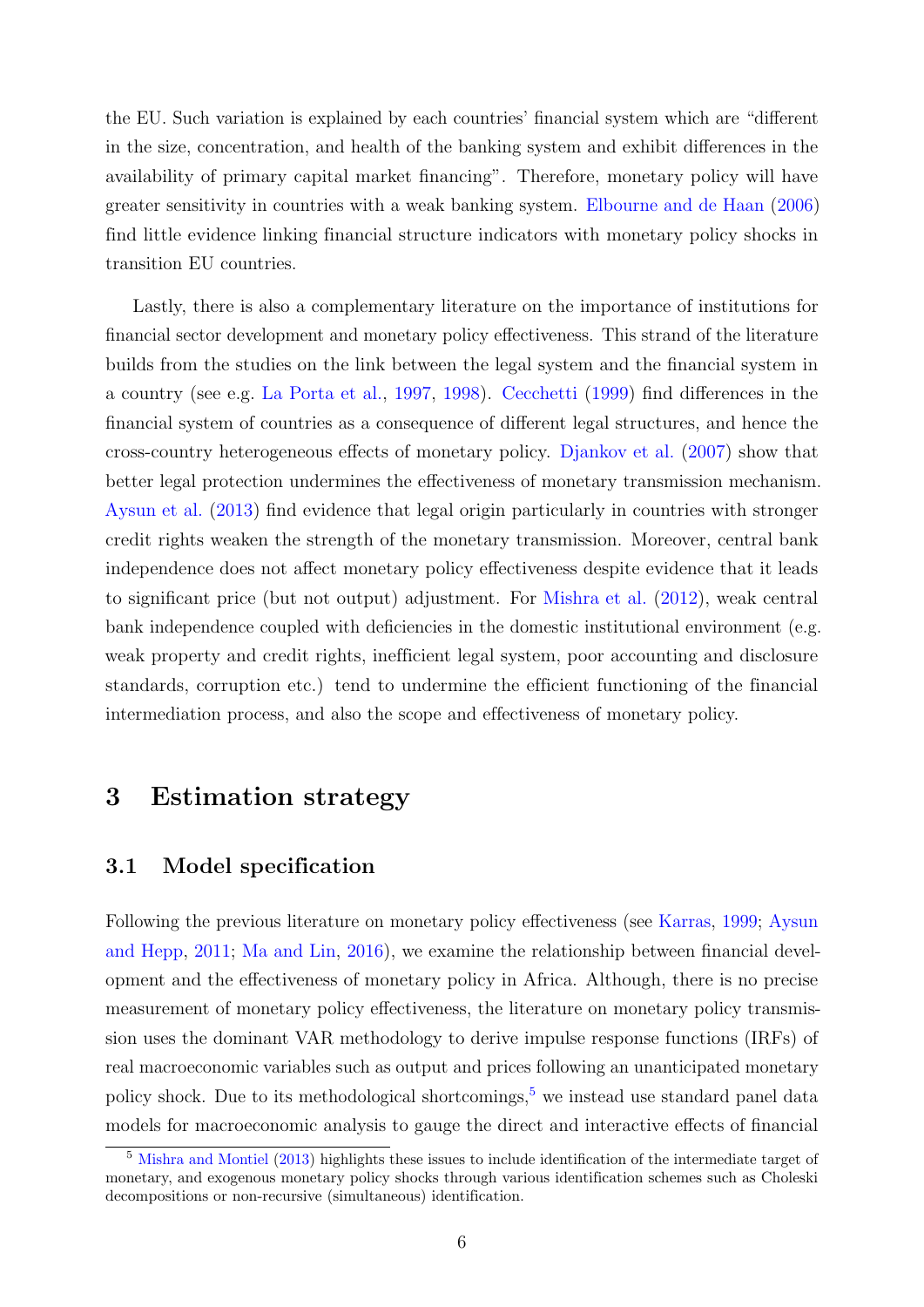the EU. Such variation is explained by each countries' financial system which are "different in the size, concentration, and health of the banking system and exhibit differences in the availability of primary capital market financing". Therefore, monetary policy will have greater sensitivity in countries with a weak banking system. Elbourne and de Haan (2006) find little evidence linking financial structure indicators with monetary policy shocks in transition EU countries.

Lastly, there is also a complementary literature on the importance of institutions for financial sector development and monetary policy effectiveness. This strand of the literature builds from the studies on the link between the legal system and the financial system in a country (see e.g. La Porta et al., 1997, 1998). Cecchetti (1999) find differences in the financial system of countries as a consequence of different legal structures, and hence the cross-country heterogeneous effects of monetary policy. Djankov et al. (2007) show that better legal protection undermines the effectiveness of monetary transmission mechanism. Aysun et al. (2013) find evidence that legal origin particularly in countries with stronger credit rights weaken the strength of the monetary transmission. Moreover, central bank independence does not affect monetary policy effectiveness despite evidence that it leads to significant price (but not output) adjustment. For Mishra et al. (2012), weak central bank independence coupled with deficiencies in the domestic institutional environment (e.g. weak property and credit rights, inefficient legal system, poor accounting and disclosure standards, corruption etc.) tend to undermine the efficient functioning of the financial intermediation process, and also the scope and effectiveness of monetary policy.

# 3 Estimation strategy

## 3.1 Model specification

Following the previous literature on monetary policy effectiveness (see Karras, 1999; Aysun and Hepp, 2011; Ma and Lin, 2016), we examine the relationship between financial development and the effectiveness of monetary policy in Africa. Although, there is no precise measurement of monetary policy effectiveness, the literature on monetary policy transmission uses the dominant VAR methodology to derive impulse response functions (IRFs) of real macroeconomic variables such as output and prices following an unanticipated monetary policy shock. Due to its methodological shortcomings,[5] we instead use standard panel data models for macroeconomic analysis to gauge the direct and interactive effects of financial

[5] Mishra and Montiel (2013) highlights these issues to include identification of the intermediate target of monetary, and exogenous monetary policy shocks through various identification schemes such as Choleski decompositions or non-recursive (simultaneous) identification.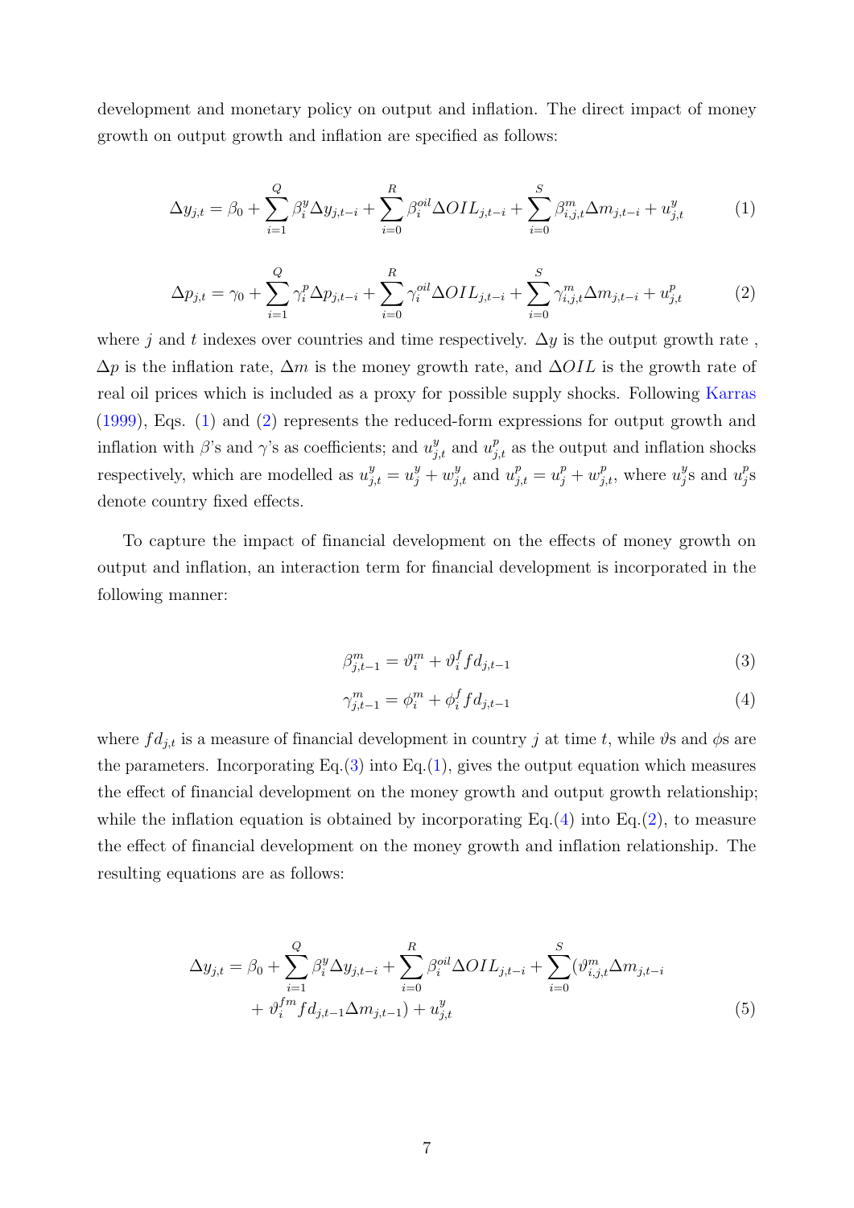development and monetary policy on output and inflation. The direct impact of money growth on output growth and inflation are specified as follows:

$$\Delta y_{j,t} = \beta_0 + \sum_{i=1}^{Q} \beta_i^y \Delta y_{j,t-i} + \sum_{i=0}^{R} \beta_i^{oil} \Delta OIL_{j,t-i} + \sum_{i=0}^{S} \beta_{i,j,t}^m \Delta m_{j,t-i} + u_{j,t}^y \tag{1}$$

$$\Delta p_{j,t} = \gamma_0 + \sum_{i=1}^{Q} \gamma_i^p \Delta p_{j,t-i} + \sum_{i=0}^{R} \gamma_i^{oil} \Delta OIL_{j,t-i} + \sum_{i=0}^{S} \gamma_{i,j,t}^m \Delta m_{j,t-i} + u_{j,t}^p \tag{2}$$

where $j$ and $t$ indexes over countries and time respectively. $\Delta y$ is the output growth rate , $\Delta p$ is the inflation rate, $\Delta m$ is the money growth rate, and $\Delta OIL$ is the growth rate of real oil prices which is included as a proxy for possible supply shocks. Following Karras (1999), Eqs. (1) and (2) represents the reduced-form expressions for output growth and inflation with $\beta$'s and $\gamma$'s as coefficients; and $u_{j,t}^y$ and $u_{j,t}^p$ as the output and inflation shocks respectively, which are modelled as $u_{j,t}^y = u_j^y + w_{j,t}^y$ and $u_{j,t}^p = u_j^p + w_{j,t}^p$, where $u_j^y$s and $u_j^p$s denote country fixed effects.

To capture the impact of financial development on the effects of money growth on output and inflation, an interaction term for financial development is incorporated in the following manner:

$$\beta_{j,t-1}^m = \vartheta_i^m + \vartheta_i^f fd_{j,t-1} \tag{3}$$

$$\gamma_{j,t-1}^m = \phi_i^m + \phi_i^f fd_{j,t-1} \tag{4}$$

where $fd_{j,t}$ is a measure of financial development in country $j$ at time $t$, while $\vartheta$s and $\phi$s are the parameters. Incorporating Eq.(3) into Eq.(1), gives the output equation which measures the effect of financial development on the money growth and output growth relationship; while the inflation equation is obtained by incorporating Eq.(4) into Eq.(2), to measure the effect of financial development on the money growth and inflation relationship. The resulting equations are as follows:

$$\Delta y_{j,t} = \beta_0 + \sum_{i=1}^{Q} \beta_i^y \Delta y_{j,t-i} + \sum_{i=0}^{R} \beta_i^{oil} \Delta OIL_{j,t-i} + \sum_{i=0}^{S} (\vartheta_{i,j,t}^m \Delta m_{j,t-i} + \vartheta_i^{fm} fd_{j,t-1} \Delta m_{j,t-1}) + u_{j,t}^y \tag{5}$$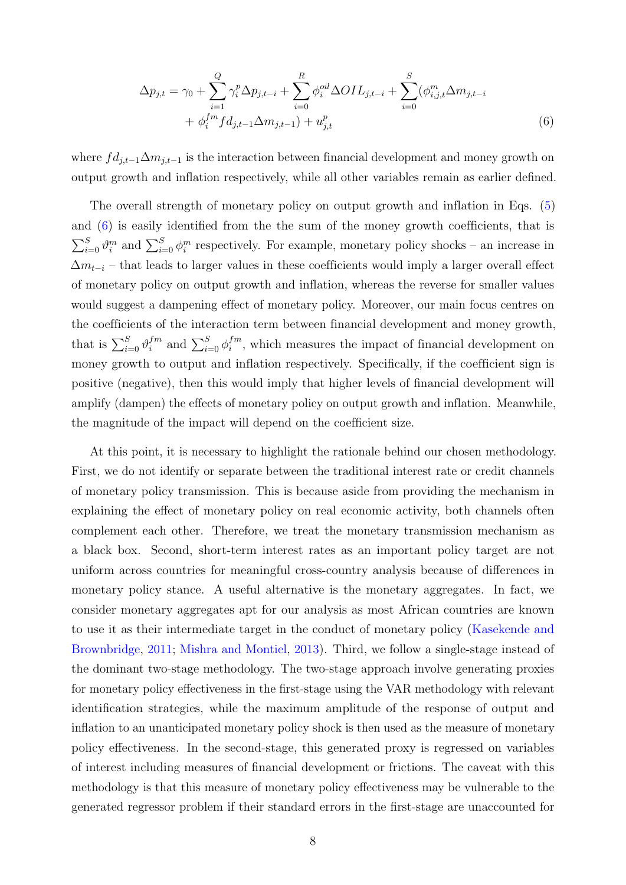$$\Delta p_{j,t} = \gamma_0 + \sum_{i=1}^{Q} \gamma_i^p \Delta p_{j,t-i} + \sum_{i=0}^{R} \phi_i^{oil} \Delta OIL_{j,t-i} + \sum_{i=0}^{S} (\phi_{i,j,t}^{m} \Delta m_{j,t-i} + \phi_i^{fm} fd_{j,t-1} \Delta m_{j,t-1}) + u_{j,t}^p \tag{6}$$

where $fd_{j,t-1}\Delta m_{j,t-1}$ is the interaction between financial development and money growth on output growth and inflation respectively, while all other variables remain as earlier defined.

The overall strength of monetary policy on output growth and inflation in Eqs. (5) and (6) is easily identified from the the sum of the money growth coefficients, that is $\sum_{i=0}^{S} \vartheta_i^m$ and $\sum_{i=0}^{S} \phi_i^m$ respectively. For example, monetary policy shocks – an increase in $\Delta m_{t-i}$ – that leads to larger values in these coefficients would imply a larger overall effect of monetary policy on output growth and inflation, whereas the reverse for smaller values would suggest a dampening effect of monetary policy. Moreover, our main focus centres on the coefficients of the interaction term between financial development and money growth, that is $\sum_{i=0}^{S} \vartheta_i^{fm}$ and $\sum_{i=0}^{S} \phi_i^{fm}$, which measures the impact of financial development on money growth to output and inflation respectively. Specifically, if the coefficient sign is positive (negative), then this would imply that higher levels of financial development will amplify (dampen) the effects of monetary policy on output growth and inflation. Meanwhile, the magnitude of the impact will depend on the coefficient size.

At this point, it is necessary to highlight the rationale behind our chosen methodology. First, we do not identify or separate between the traditional interest rate or credit channels of monetary policy transmission. This is because aside from providing the mechanism in explaining the effect of monetary policy on real economic activity, both channels often complement each other. Therefore, we treat the monetary transmission mechanism as a black box. Second, short-term interest rates as an important policy target are not uniform across countries for meaningful cross-country analysis because of differences in monetary policy stance. A useful alternative is the monetary aggregates. In fact, we consider monetary aggregates apt for our analysis as most African countries are known to use it as their intermediate target in the conduct of monetary policy (Kasekende and Brownbridge, 2011; Mishra and Montiel, 2013). Third, we follow a single-stage instead of the dominant two-stage methodology. The two-stage approach involve generating proxies for monetary policy effectiveness in the first-stage using the VAR methodology with relevant identification strategies, while the maximum amplitude of the response of output and inflation to an unanticipated monetary policy shock is then used as the measure of monetary policy effectiveness. In the second-stage, this generated proxy is regressed on variables of interest including measures of financial development or frictions. The caveat with this methodology is that this measure of monetary policy effectiveness may be vulnerable to the generated regressor problem if their standard errors in the first-stage are unaccounted for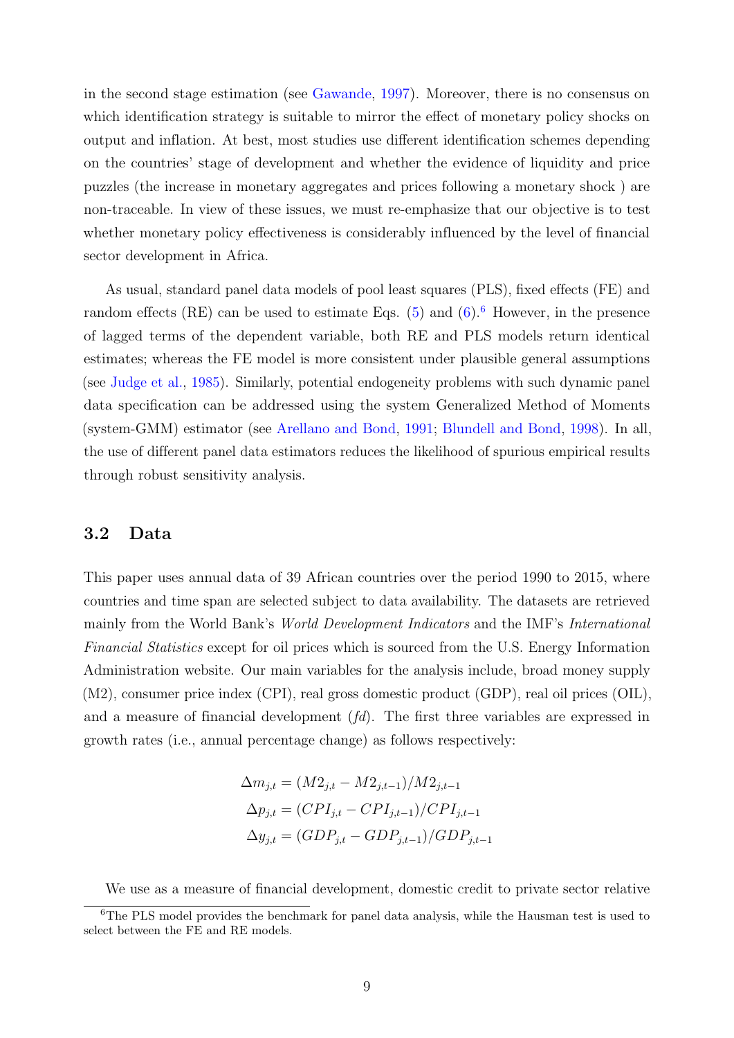in the second stage estimation (see Gawande, 1997). Moreover, there is no consensus on which identification strategy is suitable to mirror the effect of monetary policy shocks on output and inflation. At best, most studies use different identification schemes depending on the countries' stage of development and whether the evidence of liquidity and price puzzles (the increase in monetary aggregates and prices following a monetary shock ) are non-traceable. In view of these issues, we must re-emphasize that our objective is to test whether monetary policy effectiveness is considerably influenced by the level of financial sector development in Africa.

As usual, standard panel data models of pool least squares (PLS), fixed effects (FE) and random effects (RE) can be used to estimate Eqs. (5) and (6).[6] However, in the presence of lagged terms of the dependent variable, both RE and PLS models return identical estimates; whereas the FE model is more consistent under plausible general assumptions (see Judge et al., 1985). Similarly, potential endogeneity problems with such dynamic panel data specification can be addressed using the system Generalized Method of Moments (system-GMM) estimator (see Arellano and Bond, 1991; Blundell and Bond, 1998). In all, the use of different panel data estimators reduces the likelihood of spurious empirical results through robust sensitivity analysis.

## 3.2 Data

This paper uses annual data of 39 African countries over the period 1990 to 2015, where countries and time span are selected subject to data availability. The datasets are retrieved mainly from the World Bank's *World Development Indicators* and the IMF's *International Financial Statistics* except for oil prices which is sourced from the U.S. Energy Information Administration website. Our main variables for the analysis include, broad money supply (M2), consumer price index (CPI), real gross domestic product (GDP), real oil prices (OIL), and a measure of financial development (*fd*). The first three variables are expressed in growth rates (i.e., annual percentage change) as follows respectively:

$$\Delta m_{j,t} = (M2_{j,t} - M2_{j,t-1})/M2_{j,t-1}$$
$$\Delta p_{j,t} = (CPI_{j,t} - CPI_{j,t-1})/CPI_{j,t-1}$$
$$\Delta y_{j,t} = (GDP_{j,t} - GDP_{j,t-1})/GDP_{j,t-1}$$

We use as a measure of financial development, domestic credit to private sector relative

[6] The PLS model provides the benchmark for panel data analysis, while the Hausman test is used to select between the FE and RE models.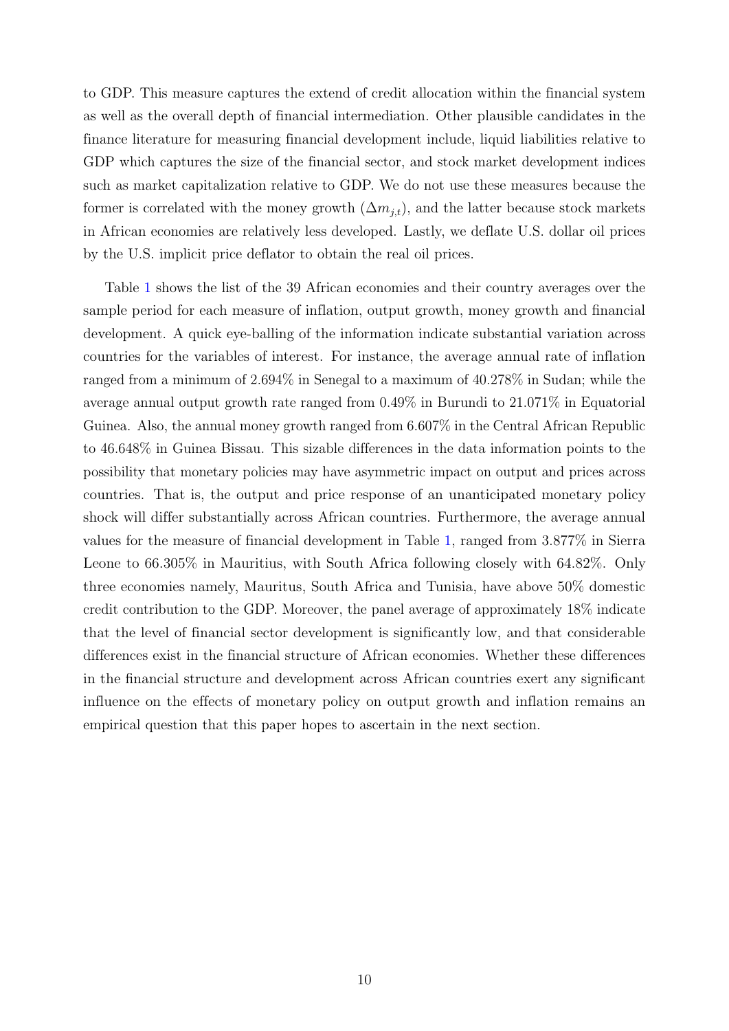to GDP. This measure captures the extend of credit allocation within the financial system as well as the overall depth of financial intermediation. Other plausible candidates in the finance literature for measuring financial development include, liquid liabilities relative to GDP which captures the size of the financial sector, and stock market development indices such as market capitalization relative to GDP. We do not use these measures because the former is correlated with the money growth ($\Delta m_{j,t}$), and the latter because stock markets in African economies are relatively less developed. Lastly, we deflate U.S. dollar oil prices by the U.S. implicit price deflator to obtain the real oil prices.

Table 1 shows the list of the 39 African economies and their country averages over the sample period for each measure of inflation, output growth, money growth and financial development. A quick eye-balling of the information indicate substantial variation across countries for the variables of interest. For instance, the average annual rate of inflation ranged from a minimum of 2.694% in Senegal to a maximum of 40.278% in Sudan; while the average annual output growth rate ranged from 0.49% in Burundi to 21.071% in Equatorial Guinea. Also, the annual money growth ranged from 6.607% in the Central African Republic to 46.648% in Guinea Bissau. This sizable differences in the data information points to the possibility that monetary policies may have asymmetric impact on output and prices across countries. That is, the output and price response of an unanticipated monetary policy shock will differ substantially across African countries. Furthermore, the average annual values for the measure of financial development in Table 1, ranged from 3.877% in Sierra Leone to 66.305% in Mauritius, with South Africa following closely with 64.82%. Only three economies namely, Mauritus, South Africa and Tunisia, have above 50% domestic credit contribution to the GDP. Moreover, the panel average of approximately 18% indicate that the level of financial sector development is significantly low, and that considerable differences exist in the financial structure of African economies. Whether these differences in the financial structure and development across African countries exert any significant influence on the effects of monetary policy on output growth and inflation remains an empirical question that this paper hopes to ascertain in the next section.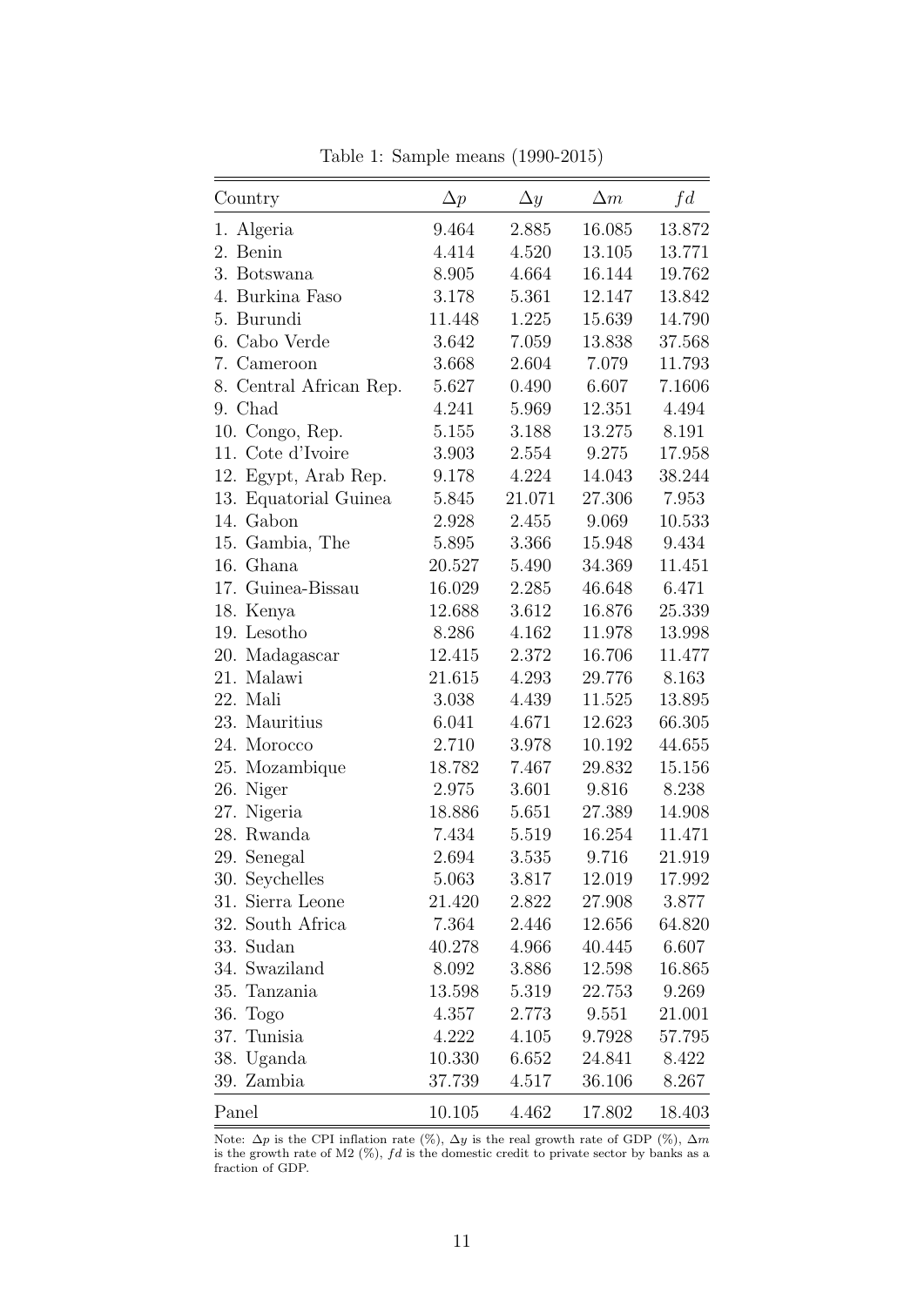Table 1: Sample means (1990-2015)

| Country | $\Delta p$ | $\Delta y$ | $\Delta m$ | $fd$ |
|---|---|---|---|---|
| 1. Algeria | 9.464 | 2.885 | 16.085 | 13.872 |
| 2. Benin | 4.414 | 4.520 | 13.105 | 13.771 |
| 3. Botswana | 8.905 | 4.664 | 16.144 | 19.762 |
| 4. Burkina Faso | 3.178 | 5.361 | 12.147 | 13.842 |
| 5. Burundi | 11.448 | 1.225 | 15.639 | 14.790 |
| 6. Cabo Verde | 3.642 | 7.059 | 13.838 | 37.568 |
| 7. Cameroon | 3.668 | 2.604 | 7.079 | 11.793 |
| 8. Central African Rep. | 5.627 | 0.490 | 6.607 | 7.1606 |
| 9. Chad | 4.241 | 5.969 | 12.351 | 4.494 |
| 10. Congo, Rep. | 5.155 | 3.188 | 13.275 | 8.191 |
| 11. Cote d'Ivoire | 3.903 | 2.554 | 9.275 | 17.958 |
| 12. Egypt, Arab Rep. | 9.178 | 4.224 | 14.043 | 38.244 |
| 13. Equatorial Guinea | 5.845 | 21.071 | 27.306 | 7.953 |
| 14. Gabon | 2.928 | 2.455 | 9.069 | 10.533 |
| 15. Gambia, The | 5.895 | 3.366 | 15.948 | 9.434 |
| 16. Ghana | 20.527 | 5.490 | 34.369 | 11.451 |
| 17. Guinea-Bissau | 16.029 | 2.285 | 46.648 | 6.471 |
| 18. Kenya | 12.688 | 3.612 | 16.876 | 25.339 |
| 19. Lesotho | 8.286 | 4.162 | 11.978 | 13.998 |
| 20. Madagascar | 12.415 | 2.372 | 16.706 | 11.477 |
| 21. Malawi | 21.615 | 4.293 | 29.776 | 8.163 |
| 22. Mali | 3.038 | 4.439 | 11.525 | 13.895 |
| 23. Mauritius | 6.041 | 4.671 | 12.623 | 66.305 |
| 24. Morocco | 2.710 | 3.978 | 10.192 | 44.655 |
| 25. Mozambique | 18.782 | 7.467 | 29.832 | 15.156 |
| 26. Niger | 2.975 | 3.601 | 9.816 | 8.238 |
| 27. Nigeria | 18.886 | 5.651 | 27.389 | 14.908 |
| 28. Rwanda | 7.434 | 5.519 | 16.254 | 11.471 |
| 29. Senegal | 2.694 | 3.535 | 9.716 | 21.919 |
| 30. Seychelles | 5.063 | 3.817 | 12.019 | 17.992 |
| 31. Sierra Leone | 21.420 | 2.822 | 27.908 | 3.877 |
| 32. South Africa | 7.364 | 2.446 | 12.656 | 64.820 |
| 33. Sudan | 40.278 | 4.966 | 40.445 | 6.607 |
| 34. Swaziland | 8.092 | 3.886 | 12.598 | 16.865 |
| 35. Tanzania | 13.598 | 5.319 | 22.753 | 9.269 |
| 36. Togo | 4.357 | 2.773 | 9.551 | 21.001 |
| 37. Tunisia | 4.222 | 4.105 | 9.7928 | 57.795 |
| 38. Uganda | 10.330 | 6.652 | 24.841 | 8.422 |
| 39. Zambia | 37.739 | 4.517 | 36.106 | 8.267 |
| Panel | 10.105 | 4.462 | 17.802 | 18.403 |

Note: $\Delta p$ is the CPI inflation rate (%), $\Delta y$ is the real growth rate of GDP (%), $\Delta m$ is the growth rate of M2 (%), $fd$ is the domestic credit to private sector by banks as a fraction of GDP.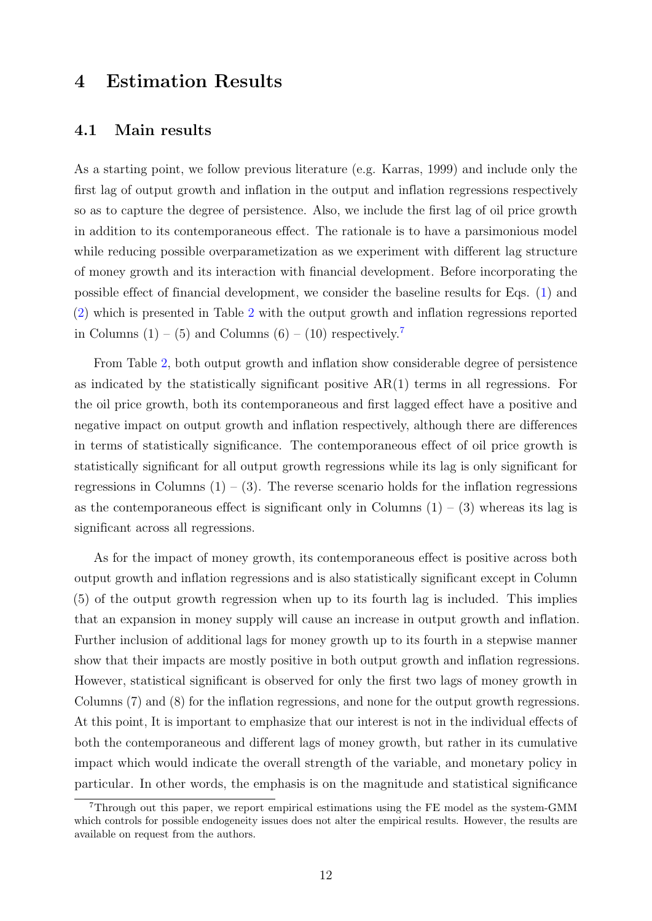# 4 Estimation Results

## 4.1 Main results

As a starting point, we follow previous literature (e.g. Karras, 1999) and include only the first lag of output growth and inflation in the output and inflation regressions respectively so as to capture the degree of persistence. Also, we include the first lag of oil price growth in addition to its contemporaneous effect. The rationale is to have a parsimonious model while reducing possible overparametization as we experiment with different lag structure of money growth and its interaction with financial development. Before incorporating the possible effect of financial development, we consider the baseline results for Eqs. (1) and (2) which is presented in Table 2 with the output growth and inflation regressions reported in Columns (1) – (5) and Columns (6) – (10) respectively.[7]

From Table 2, both output growth and inflation show considerable degree of persistence as indicated by the statistically significant positive AR(1) terms in all regressions. For the oil price growth, both its contemporaneous and first lagged effect have a positive and negative impact on output growth and inflation respectively, although there are differences in terms of statistically significance. The contemporaneous effect of oil price growth is statistically significant for all output growth regressions while its lag is only significant for regressions in Columns (1) – (3). The reverse scenario holds for the inflation regressions as the contemporaneous effect is significant only in Columns (1) – (3) whereas its lag is significant across all regressions.

As for the impact of money growth, its contemporaneous effect is positive across both output growth and inflation regressions and is also statistically significant except in Column (5) of the output growth regression when up to its fourth lag is included. This implies that an expansion in money supply will cause an increase in output growth and inflation. Further inclusion of additional lags for money growth up to its fourth in a stepwise manner show that their impacts are mostly positive in both output growth and inflation regressions. However, statistical significant is observed for only the first two lags of money growth in Columns (7) and (8) for the inflation regressions, and none for the output growth regressions. At this point, It is important to emphasize that our interest is not in the individual effects of both the contemporaneous and different lags of money growth, but rather in its cumulative impact which would indicate the overall strength of the variable, and monetary policy in particular. In other words, the emphasis is on the magnitude and statistical significance

[7] Through out this paper, we report empirical estimations using the FE model as the system-GMM which controls for possible endogeneity issues does not alter the empirical results. However, the results are available on request from the authors.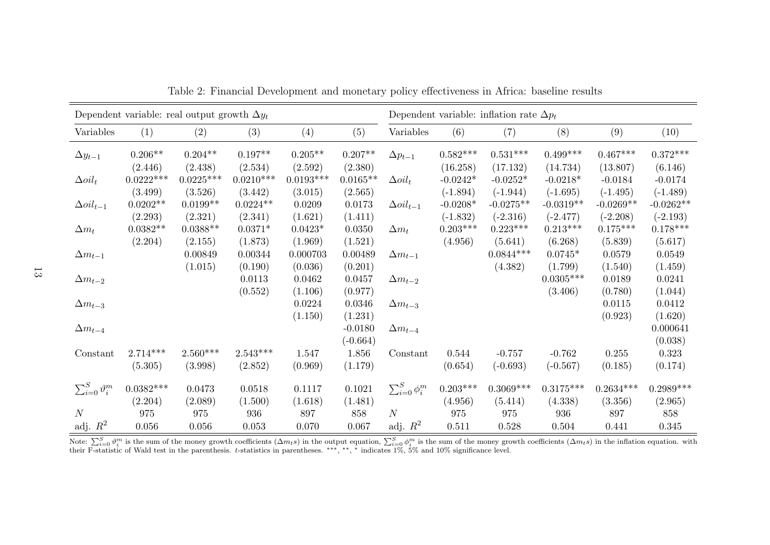Table 2: Financial Development and monetary policy effectiveness in Africa: baseline results

| Dependent variable: real output growth $\Delta y_t$ | | | | | | Dependent variable: inflation rate $\Delta p_t$ | | | | | |
|---|---|---|---|---|---|---|---|---|---|---|---|
| Variables | (1) | (2) | (3) | (4) | (5) | Variables | (6) | (7) | (8) | (9) | (10) |
| $\Delta y_{t-1}$ | 0.206** | 0.204** | 0.197** | 0.205** | 0.207** | $\Delta p_{t-1}$ | 0.582*** | 0.531*** | 0.499*** | 0.467*** | 0.372*** |
| | (2.446) | (2.438) | (2.534) | (2.592) | (2.380) | | (16.258) | (17.132) | (14.734) | (13.807) | (6.146) |
| $\Delta oil_t$ | 0.0222*** | 0.0225*** | 0.0210*** | 0.0193*** | 0.0165** | $\Delta oil_t$ | -0.0242* | -0.0252* | -0.0218* | -0.0184 | -0.0174 |
| | (3.499) | (3.526) | (3.442) | (3.015) | (2.565) | | (-1.894) | (-1.944) | (-1.695) | (-1.495) | (-1.489) |
| $\Delta oil_{t-1}$ | 0.0202** | 0.0199** | 0.0224** | 0.0209 | 0.0173 | $\Delta oil_{t-1}$ | -0.0208* | -0.0275** | -0.0319** | -0.0269** | -0.0262** |
| | (2.293) | (2.321) | (2.341) | (1.621) | (1.411) | | (-1.832) | (-2.316) | (-2.477) | (-2.208) | (-2.193) |
| $\Delta m_t$ | 0.0382** | 0.0388** | 0.0371* | 0.0423* | 0.0350 | $\Delta m_t$ | 0.203*** | 0.223*** | 0.213*** | 0.175*** | 0.178*** |
| | (2.204) | (2.155) | (1.873) | (1.969) | (1.521) | | (4.956) | (5.641) | (6.268) | (5.839) | (5.617) |
| $\Delta m_{t-1}$ | | 0.00849 | 0.00344 | 0.000703 | 0.00489 | $\Delta m_{t-1}$ | | 0.0844*** | 0.0745* | 0.0579 | 0.0549 |
| | | (1.015) | (0.190) | (0.036) | (0.201) | | | (4.382) | (1.799) | (1.540) | (1.459) |
| $\Delta m_{t-2}$ | | | 0.0113 | 0.0462 | 0.0457 | $\Delta m_{t-2}$ | | | 0.0305*** | 0.0189 | 0.0241 |
| | | | (0.552) | (1.106) | (0.977) | | | | (3.406) | (0.780) | (1.044) |
| $\Delta m_{t-3}$ | | | | 0.0224 | 0.0346 | $\Delta m_{t-3}$ | | | | 0.0115 | 0.0412 |
| | | | | (1.150) | (1.231) | | | | | (0.923) | (1.620) |
| $\Delta m_{t-4}$ | | | | | -0.0180 | $\Delta m_{t-4}$ | | | | | 0.000641 |
| | | | | | (-0.664) | | | | | | (0.038) |
| Constant | 2.714*** | 2.560*** | 2.543*** | 1.547 | 1.856 | Constant | 0.544 | -0.757 | -0.762 | 0.255 | 0.323 |
| | (5.305) | (3.998) | (2.852) | (0.969) | (1.179) | | (0.654) | (-0.693) | (-0.567) | (0.185) | (0.174) |
| $\sum_{i=0}^{S} \vartheta_i^m$ | 0.0382*** | 0.0473 | 0.0518 | 0.1117 | 0.1021 | $\sum_{i=0}^{S} \phi_i^m$ | 0.203*** | 0.3069*** | 0.3175*** | 0.2634*** | 0.2989*** |
| | (2.204) | (2.089) | (1.500) | (1.618) | (1.481) | | (4.956) | (5.414) | (4.338) | (3.356) | (2.965) |
| $N$ | 975 | 975 | 936 | 897 | 858 | $N$ | 975 | 975 | 936 | 897 | 858 |
| adj. $R^2$ | 0.056 | 0.056 | 0.053 | 0.070 | 0.067 | adj. $R^2$ | 0.511 | 0.528 | 0.504 | 0.441 | 0.345 |

Note: $\sum_{i=0}^{S} \vartheta_i^m$ is the sum of the money growth coefficients ($\Delta m_t s$) in the output equation, $\sum_{i=0}^{S} \phi_i^m$ is the sum of the money growth coefficients ($\Delta m_t s$) in the inflation equation. with their F-statistic of Wald test in the parenthesis. $t$-statistics in parentheses. ***, **, * indicates 1%, 5% and 10% significance level.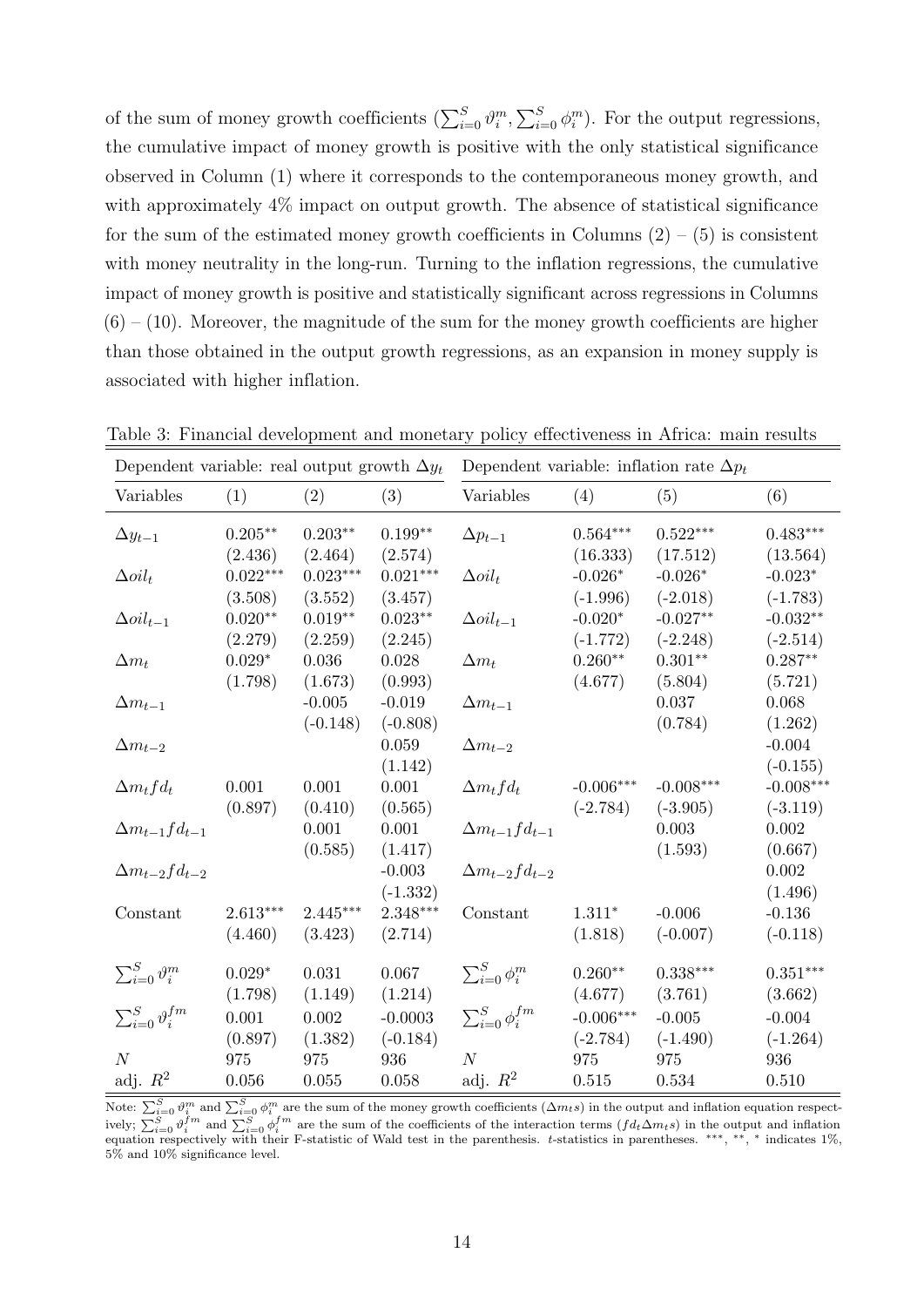of the sum of money growth coefficients ($\sum_{i=0}^{S} \vartheta_i^m, \sum_{i=0}^{S} \phi_i^m$). For the output regressions, the cumulative impact of money growth is positive with the only statistical significance observed in Column (1) where it corresponds to the contemporaneous money growth, and with approximately 4% impact on output growth. The absence of statistical significance for the sum of the estimated money growth coefficients in Columns (2) – (5) is consistent with money neutrality in the long-run. Turning to the inflation regressions, the cumulative impact of money growth is positive and statistically significant across regressions in Columns (6) – (10). Moreover, the magnitude of the sum for the money growth coefficients are higher than those obtained in the output growth regressions, as an expansion in money supply is associated with higher inflation.

Table 3: Financial development and monetary policy effectiveness in Africa: main results

| Dependent variable: real output growth $\Delta y_t$ | | | | Dependent variable: inflation rate $\Delta p_t$ | | | |
|---|---|---|---|---|---|---|---|
| Variables | (1) | (2) | (3) | Variables | (4) | (5) | (6) |
| $\Delta y_{t-1}$ | 0.205** | 0.203** | 0.199** | $\Delta p_{t-1}$ | 0.564*** | 0.522*** | 0.483*** |
| | (2.436) | (2.464) | (2.574) | | (16.333) | (17.512) | (13.564) |
| $\Delta oil_t$ | 0.022*** | 0.023*** | 0.021*** | $\Delta oil_t$ | -0.026* | -0.026* | -0.023* |
| | (3.508) | (3.552) | (3.457) | | (-1.996) | (-2.018) | (-1.783) |
| $\Delta oil_{t-1}$ | 0.020** | 0.019** | 0.023** | $\Delta oil_{t-1}$ | -0.020* | -0.027** | -0.032** |
| | (2.279) | (2.259) | (2.245) | | (-1.772) | (-2.248) | (-2.514) |
| $\Delta m_t$ | 0.029* | 0.036 | 0.028 | $\Delta m_t$ | 0.260** | 0.301** | 0.287** |
| | (1.798) | (1.673) | (0.993) | | (4.677) | (5.804) | (5.721) |
| $\Delta m_{t-1}$ | | -0.005 | -0.019 | $\Delta m_{t-1}$ | | 0.037 | 0.068 |
| | | (-0.148) | (-0.808) | | | (0.784) | (1.262) |
| $\Delta m_{t-2}$ | | | 0.059 | $\Delta m_{t-2}$ | | | -0.004 |
| | | | (1.142) | | | | (-0.155) |
| $\Delta m_t fd_t$ | 0.001 | 0.001 | 0.001 | $\Delta m_t fd_t$ | -0.006*** | -0.008*** | -0.008*** |
| | (0.897) | (0.410) | (0.565) | | (-2.784) | (-3.905) | (-3.119) |
| $\Delta m_{t-1} fd_{t-1}$ | | 0.001 | 0.001 | $\Delta m_{t-1} fd_{t-1}$ | | 0.003 | 0.002 |
| | | (0.585) | (1.417) | | | (1.593) | (0.667) |
| $\Delta m_{t-2} fd_{t-2}$ | | | -0.003 | $\Delta m_{t-2} fd_{t-2}$ | | | 0.002 |
| | | | (-1.332) | | | | (1.496) |
| Constant | 2.613*** | 2.445*** | 2.348*** | Constant | 1.311* | -0.006 | -0.136 |
| | (4.460) | (3.423) | (2.714) | | (1.818) | (-0.007) | (-0.118) |
| $\sum_{i=0}^{S} \vartheta_i^m$ | 0.029* | 0.031 | 0.067 | $\sum_{i=0}^{S} \phi_i^m$ | 0.260** | 0.338*** | 0.351*** |
| | (1.798) | (1.149) | (1.214) | | (4.677) | (3.761) | (3.662) |
| $\sum_{i=0}^{S} \vartheta_i^{fm}$ | 0.001 | 0.002 | -0.0003 | $\sum_{i=0}^{S} \phi_i^{fm}$ | -0.006*** | -0.005 | -0.004 |
| | (0.897) | (1.382) | (-0.184) | | (-2.784) | (-1.490) | (-1.264) |
| $N$ | 975 | 975 | 936 | $N$ | 975 | 975 | 936 |
| adj. $R^2$ | 0.056 | 0.055 | 0.058 | adj. $R^2$ | 0.515 | 0.534 | 0.510 |

Note: $\sum_{i=0}^{S} \vartheta_i^m$ and $\sum_{i=0}^{S} \phi_i^m$ are the sum of the money growth coefficients ($\Delta m_t s$) in the output and inflation equation respectively; $\sum_{i=0}^{S} \vartheta_i^{fm}$ and $\sum_{i=0}^{S} \phi_i^{fm}$ are the sum of the coefficients of the interaction terms ($fd_t \Delta m_t s$) in the output and inflation equation respectively with their F-statistic of Wald test in the parenthesis. $t$-statistics in parentheses. ***, **, * indicates 1%, 5% and 10% significance level.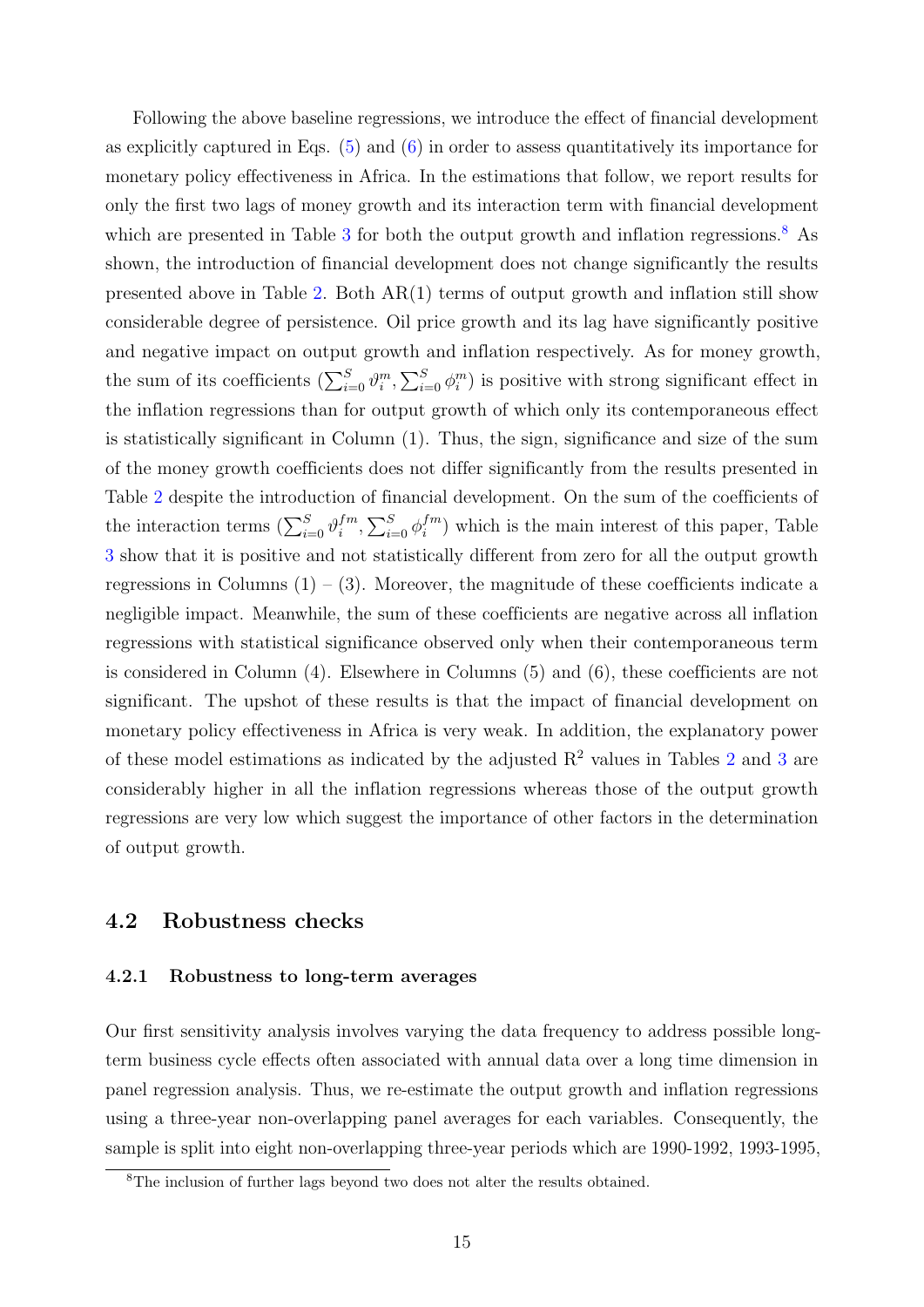Following the above baseline regressions, we introduce the effect of financial development as explicitly captured in Eqs. (5) and (6) in order to assess quantitatively its importance for monetary policy effectiveness in Africa. In the estimations that follow, we report results for only the first two lags of money growth and its interaction term with financial development which are presented in Table 3 for both the output growth and inflation regressions.[8] As shown, the introduction of financial development does not change significantly the results presented above in Table 2. Both AR(1) terms of output growth and inflation still show considerable degree of persistence. Oil price growth and its lag have significantly positive and negative impact on output growth and inflation respectively. As for money growth, the sum of its coefficients ($\sum_{i=0}^{S} \vartheta_i^m, \sum_{i=0}^{S} \phi_i^m$) is positive with strong significant effect in the inflation regressions than for output growth of which only its contemporaneous effect is statistically significant in Column (1). Thus, the sign, significance and size of the sum of the money growth coefficients does not differ significantly from the results presented in Table 2 despite the introduction of financial development. On the sum of the coefficients of the interaction terms ($\sum_{i=0}^{S} \vartheta_i^{fm}, \sum_{i=0}^{S} \phi_i^{fm}$) which is the main interest of this paper, Table 3 show that it is positive and not statistically different from zero for all the output growth regressions in Columns (1) – (3). Moreover, the magnitude of these coefficients indicate a negligible impact. Meanwhile, the sum of these coefficients are negative across all inflation regressions with statistical significance observed only when their contemporaneous term is considered in Column (4). Elsewhere in Columns (5) and (6), these coefficients are not significant. The upshot of these results is that the impact of financial development on monetary policy effectiveness in Africa is very weak. In addition, the explanatory power of these model estimations as indicated by the adjusted $R^2$ values in Tables 2 and 3 are considerably higher in all the inflation regressions whereas those of the output growth regressions are very low which suggest the importance of other factors in the determination of output growth.

## 4.2 Robustness checks

### 4.2.1 Robustness to long-term averages

Our first sensitivity analysis involves varying the data frequency to address possible long-term business cycle effects often associated with annual data over a long time dimension in panel regression analysis. Thus, we re-estimate the output growth and inflation regressions using a three-year non-overlapping panel averages for each variables. Consequently, the sample is split into eight non-overlapping three-year periods which are 1990-1992, 1993-1995,

[8] The inclusion of further lags beyond two does not alter the results obtained.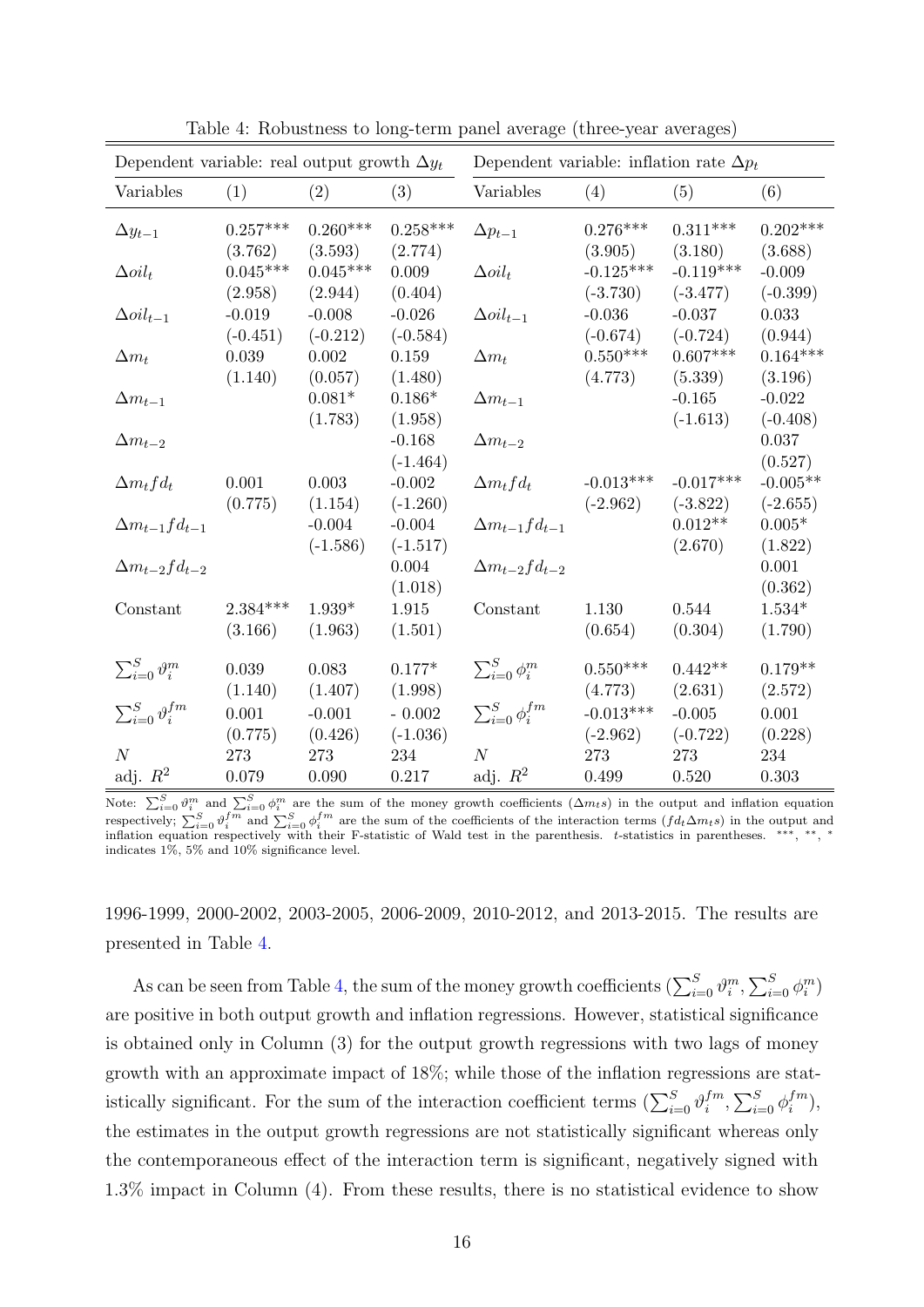Table 4: Robustness to long-term panel average (three-year averages)

| Dependent variable: real output growth $\Delta y_t$ | | | | Dependent variable: inflation rate $\Delta p_t$ | | | |
|---|---|---|---|---|---|---|---|
| Variables | (1) | (2) | (3) | Variables | (4) | (5) | (6) |
| $\Delta y_{t-1}$ | 0.257*** | 0.260*** | 0.258*** | $\Delta p_{t-1}$ | 0.276*** | 0.311*** | 0.202*** |
| | (3.762) | (3.593) | (2.774) | | (3.905) | (3.180) | (3.688) |
| $\Delta oil_t$ | 0.045*** | 0.045*** | 0.009 | $\Delta oil_t$ | -0.125*** | -0.119*** | -0.009 |
| | (2.958) | (2.944) | (0.404) | | (-3.730) | (-3.477) | (-0.399) |
| $\Delta oil_{t-1}$ | -0.019 | -0.008 | -0.026 | $\Delta oil_{t-1}$ | -0.036 | -0.037 | 0.033 |
| | (-0.451) | (-0.212) | (-0.584) | | (-0.674) | (-0.724) | (0.944) |
| $\Delta m_t$ | 0.039 | 0.002 | 0.159 | $\Delta m_t$ | 0.550*** | 0.607*** | 0.164*** |
| | (1.140) | (0.057) | (1.480) | | (4.773) | (5.339) | (3.196) |
| $\Delta m_{t-1}$ | | 0.081* | 0.186* | $\Delta m_{t-1}$ | | -0.165 | -0.022 |
| | | (1.783) | (1.958) | | | (-1.613) | (-0.408) |
| $\Delta m_{t-2}$ | | | -0.168 | $\Delta m_{t-2}$ | | | 0.037 |
| | | | (-1.464) | | | | (0.527) |
| $\Delta m_t fd_t$ | 0.001 | 0.003 | -0.002 | $\Delta m_t fd_t$ | -0.013*** | -0.017*** | -0.005** |
| | (0.775) | (1.154) | (-1.260) | | (-2.962) | (-3.822) | (-2.655) |
| $\Delta m_{t-1} fd_{t-1}$ | | -0.004 | -0.004 | $\Delta m_{t-1} fd_{t-1}$ | | 0.012** | 0.005* |
| | | (-1.586) | (-1.517) | | | (2.670) | (1.822) |
| $\Delta m_{t-2} fd_{t-2}$ | | | 0.004 | $\Delta m_{t-2} fd_{t-2}$ | | | 0.001 |
| | | | (1.018) | | | | (0.362) |
| Constant | 2.384*** | 1.939* | 1.915 | Constant | 1.130 | 0.544 | 1.534* |
| | (3.166) | (1.963) | (1.501) | | (0.654) | (0.304) | (1.790) |
| $\sum_{i=0}^{S} \vartheta_i^m$ | 0.039 | 0.083 | 0.177* | $\sum_{i=0}^{S} \phi_i^m$ | 0.550*** | 0.442** | 0.179** |
| | (1.140) | (1.407) | (1.998) | | (4.773) | (2.631) | (2.572) |
| $\sum_{i=0}^{S} \vartheta_i^{fm}$ | 0.001 | -0.001 | - 0.002 | $\sum_{i=0}^{S} \phi_i^{fm}$ | -0.013*** | -0.005 | 0.001 |
| | (0.775) | (0.426) | (-1.036) | | (-2.962) | (-0.722) | (0.228) |
| $N$ | 273 | 273 | 234 | $N$ | 273 | 273 | 234 |
| adj. $R^2$ | 0.079 | 0.090 | 0.217 | adj. $R^2$ | 0.499 | 0.520 | 0.303 |

Note: $\sum_{i=0}^{S} \vartheta_i^m$ and $\sum_{i=0}^{S} \phi_i^m$ are the sum of the money growth coefficients ($\Delta m_t s$) in the output and inflation equation respectively; $\sum_{i=0}^{S} \vartheta_i^{fm}$ and $\sum_{i=0}^{S} \phi_i^{fm}$ are the sum of the coefficients of the interaction terms ($fd_t \Delta m_t s$) in the output and inflation equation respectively with their F-statistic of Wald test in the parenthesis. $t$-statistics in parentheses. ***, **, * indicates 1%, 5% and 10% significance level.

1996-1999, 2000-2002, 2003-2005, 2006-2009, 2010-2012, and 2013-2015. The results are presented in Table 4.

As can be seen from Table 4, the sum of the money growth coefficients ($\sum_{i=0}^{S} \vartheta_i^m, \sum_{i=0}^{S} \phi_i^m$) are positive in both output growth and inflation regressions. However, statistical significance is obtained only in Column (3) for the output growth regressions with two lags of money growth with an approximate impact of 18%; while those of the inflation regressions are statistically significant. For the sum of the interaction coefficient terms ($\sum_{i=0}^{S} \vartheta_i^{fm}, \sum_{i=0}^{S} \phi_i^{fm}$), the estimates in the output growth regressions are not statistically significant whereas only the contemporaneous effect of the interaction term is significant, negatively signed with 1.3% impact in Column (4). From these results, there is no statistical evidence to show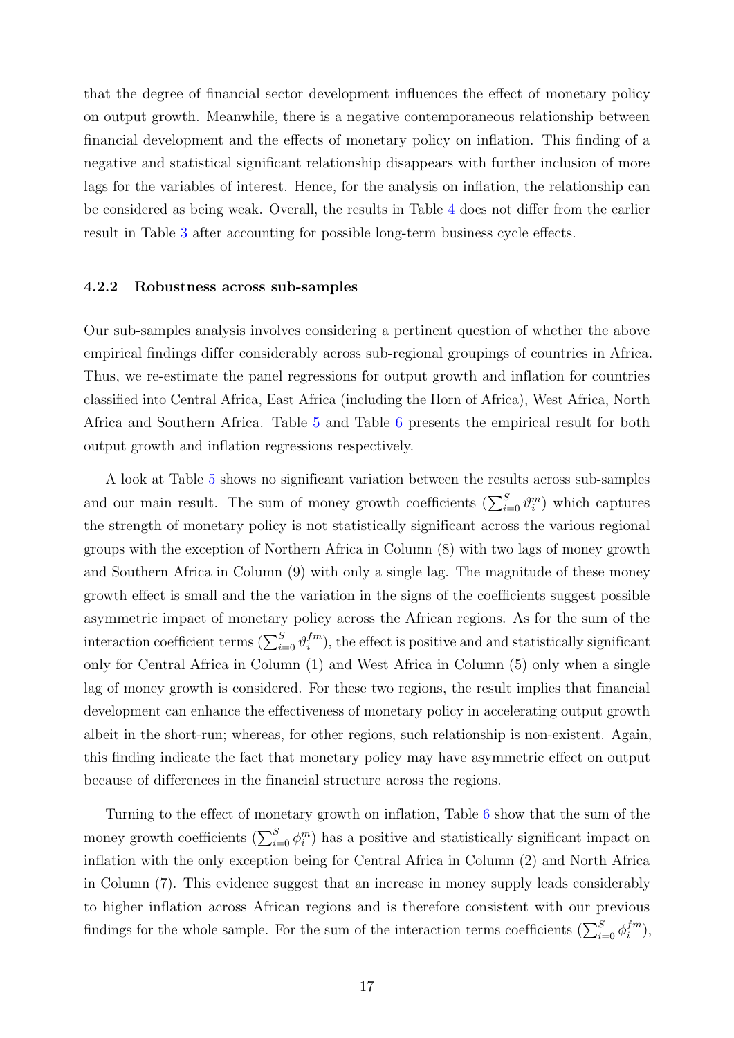that the degree of financial sector development influences the effect of monetary policy on output growth. Meanwhile, there is a negative contemporaneous relationship between financial development and the effects of monetary policy on inflation. This finding of a negative and statistical significant relationship disappears with further inclusion of more lags for the variables of interest. Hence, for the analysis on inflation, the relationship can be considered as being weak. Overall, the results in Table 4 does not differ from the earlier result in Table 3 after accounting for possible long-term business cycle effects.

### 4.2.2 Robustness across sub-samples

Our sub-samples analysis involves considering a pertinent question of whether the above empirical findings differ considerably across sub-regional groupings of countries in Africa. Thus, we re-estimate the panel regressions for output growth and inflation for countries classified into Central Africa, East Africa (including the Horn of Africa), West Africa, North Africa and Southern Africa. Table 5 and Table 6 presents the empirical result for both output growth and inflation regressions respectively.

A look at Table 5 shows no significant variation between the results across sub-samples and our main result. The sum of money growth coefficients ($\sum_{i=0}^{S} \vartheta_i^m$) which captures the strength of monetary policy is not statistically significant across the various regional groups with the exception of Northern Africa in Column (8) with two lags of money growth and Southern Africa in Column (9) with only a single lag. The magnitude of these money growth effect is small and the the variation in the signs of the coefficients suggest possible asymmetric impact of monetary policy across the African regions. As for the sum of the interaction coefficient terms ($\sum_{i=0}^{S} \vartheta_i^{fm}$), the effect is positive and and statistically significant only for Central Africa in Column (1) and West Africa in Column (5) only when a single lag of money growth is considered. For these two regions, the result implies that financial development can enhance the effectiveness of monetary policy in accelerating output growth albeit in the short-run; whereas, for other regions, such relationship is non-existent. Again, this finding indicate the fact that monetary policy may have asymmetric effect on output because of differences in the financial structure across the regions.

Turning to the effect of monetary growth on inflation, Table 6 show that the sum of the money growth coefficients ($\sum_{i=0}^{S} \phi_i^m$) has a positive and statistically significant impact on inflation with the only exception being for Central Africa in Column (2) and North Africa in Column (7). This evidence suggest that an increase in money supply leads considerably to higher inflation across African regions and is therefore consistent with our previous findings for the whole sample. For the sum of the interaction terms coefficients ($\sum_{i=0}^{S} \phi_i^{fm}$),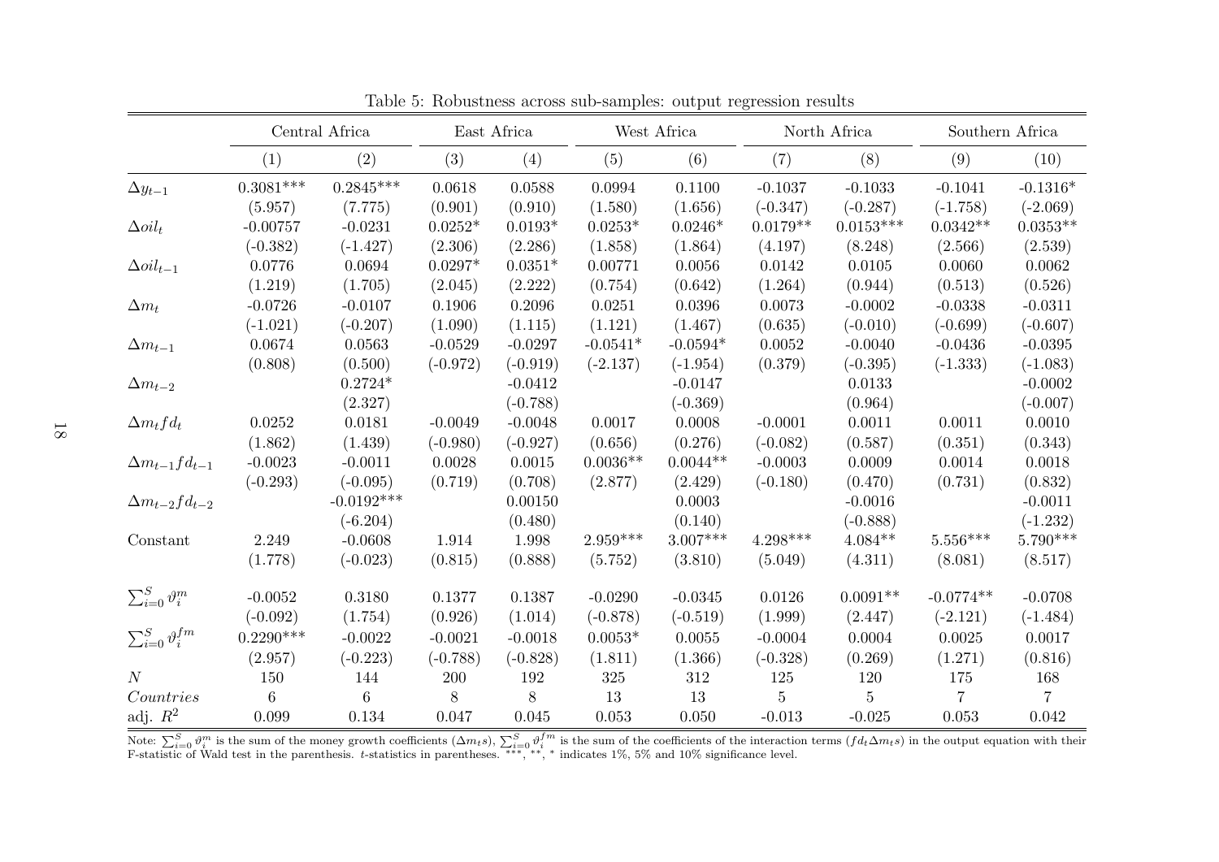Table 5: Robustness across sub-samples: output regression results

| | Central Africa | | East Africa | | West Africa | | North Africa | | Southern Africa | |
|---|---|---|---|---|---|---|---|---|---|---|
| | (1) | (2) | (3) | (4) | (5) | (6) | (7) | (8) | (9) | (10) |
| $\Delta y_{t-1}$ | 0.3081*** | 0.2845*** | 0.0618 | 0.0588 | 0.0994 | 0.1100 | -0.1037 | -0.1033 | -0.1041 | -0.1316* |
| | (5.957) | (7.775) | (0.901) | (0.910) | (1.580) | (1.656) | (-0.347) | (-0.287) | (-1.758) | (-2.069) |
| $\Delta oil_t$ | -0.00757 | -0.0231 | 0.0252* | 0.0193* | 0.0253* | 0.0246* | 0.0179** | 0.0153*** | 0.0342** | 0.0353** |
| | (-0.382) | (-1.427) | (2.306) | (2.286) | (1.858) | (1.864) | (4.197) | (8.248) | (2.566) | (2.539) |
| $\Delta oil_{t-1}$ | 0.0776 | 0.0694 | 0.0297* | 0.0351* | 0.00771 | 0.0056 | 0.0142 | 0.0105 | 0.0060 | 0.0062 |
| | (1.219) | (1.705) | (2.045) | (2.222) | (0.754) | (0.642) | (1.264) | (0.944) | (0.513) | (0.526) |
| $\Delta m_t$ | -0.0726 | -0.0107 | 0.1906 | 0.2096 | 0.0251 | 0.0396 | 0.0073 | -0.0002 | -0.0338 | -0.0311 |
| | (-1.021) | (-0.207) | (1.090) | (1.115) | (1.121) | (1.467) | (0.635) | (-0.010) | (-0.699) | (-0.607) |
| $\Delta m_{t-1}$ | 0.0674 | 0.0563 | -0.0529 | -0.0297 | -0.0541* | -0.0594* | 0.0052 | -0.0040 | -0.0436 | -0.0395 |
| | (0.808) | (0.500) | (-0.972) | (-0.919) | (-2.137) | (-1.954) | (0.379) | (-0.395) | (-1.333) | (-1.083) |
| $\Delta m_{t-2}$ | | 0.2724* | | -0.0412 | | -0.0147 | | 0.0133 | | -0.0002 |
| | | (2.327) | | (-0.788) | | (-0.369) | | (0.964) | | (-0.007) |
| $\Delta m_t fd_t$ | 0.0252 | 0.0181 | -0.0049 | -0.0048 | 0.0017 | 0.0008 | -0.0001 | 0.0011 | 0.0011 | 0.0010 |
| | (1.862) | (1.439) | (-0.980) | (-0.927) | (0.656) | (0.276) | (-0.082) | (0.587) | (0.351) | (0.343) |
| $\Delta m_{t-1} fd_{t-1}$ | -0.0023 | -0.0011 | 0.0028 | 0.0015 | 0.0036** | 0.0044** | -0.0003 | 0.0009 | 0.0014 | 0.0018 |
| | (-0.293) | (-0.095) | (0.719) | (0.708) | (2.877) | (2.429) | (-0.180) | (0.470) | (0.731) | (0.832) |
| $\Delta m_{t-2} fd_{t-2}$ | | -0.0192*** | | 0.00150 | | 0.0003 | | -0.0016 | | -0.0011 |
| | | (-6.204) | | (0.480) | | (0.140) | | (-0.888) | | (-1.232) |
| Constant | 2.249 | -0.0608 | 1.914 | 1.998 | 2.959*** | 3.007*** | 4.298*** | 4.084** | 5.556*** | 5.790*** |
| | (1.778) | (-0.023) | (0.815) | (0.888) | (5.752) | (3.810) | (5.049) | (4.311) | (8.081) | (8.517) |
| $\sum_{i=0}^{S} \vartheta_i^m$ | -0.0052 | 0.3180 | 0.1377 | 0.1387 | -0.0290 | -0.0345 | 0.0126 | 0.0091** | -0.0774** | -0.0708 |
| | (-0.092) | (1.754) | (0.926) | (1.014) | (-0.878) | (-0.519) | (1.999) | (2.447) | (-2.121) | (-1.484) |
| $\sum_{i=0}^{S} \vartheta_i^{fm}$ | 0.2290*** | -0.0022 | -0.0021 | -0.0018 | 0.0053* | 0.0055 | -0.0004 | 0.0004 | 0.0025 | 0.0017 |
| | (2.957) | (-0.223) | (-0.788) | (-0.828) | (1.811) | (1.366) | (-0.328) | (0.269) | (1.271) | (0.816) |
| $N$ | 150 | 144 | 200 | 192 | 325 | 312 | 125 | 120 | 175 | 168 |
| *Countries* | 6 | 6 | 8 | 8 | 13 | 13 | 5 | 5 | 7 | 7 |
| adj. $R^2$ | 0.099 | 0.134 | 0.047 | 0.045 | 0.053 | 0.050 | -0.013 | -0.025 | 0.053 | 0.042 |

Note: $\sum_{i=0}^{S} \vartheta_i^m$ is the sum of the money growth coefficients ($\Delta m_t s$), $\sum_{i=0}^{S} \vartheta_i^{fm}$ is the sum of the coefficients of the interaction terms ($fd_t \Delta m_t s$) in the output equation with their F-statistic of Wald test in the parenthesis. $t$-statistics in parentheses. ***, **, * indicates 1%, 5% and 10% significance level.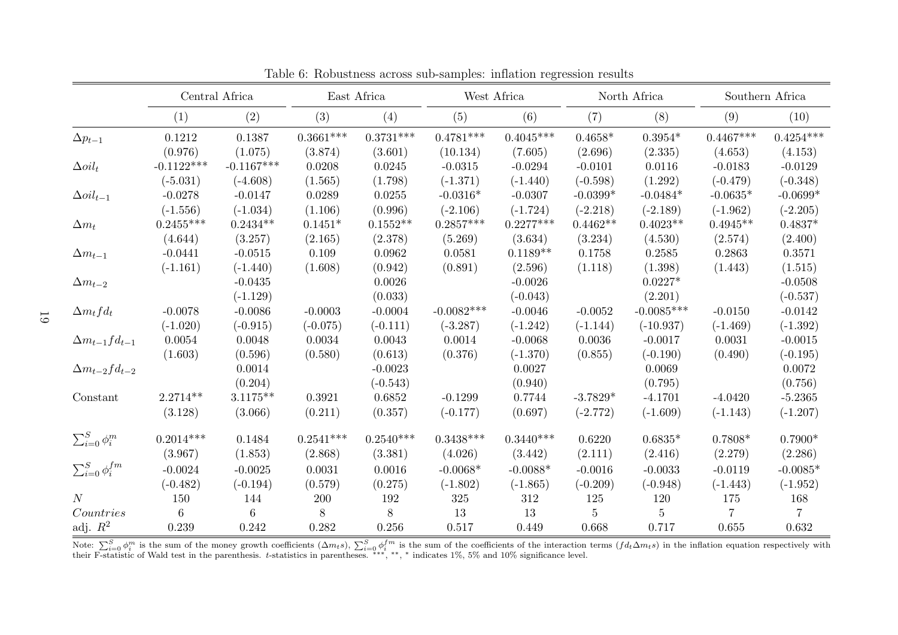Table 6: Robustness across sub-samples: inflation regression results

| | Central Africa | | East Africa | | West Africa | | North Africa | | Southern Africa | |
|---|---|---|---|---|---|---|---|---|---|---|
| | (1) | (2) | (3) | (4) | (5) | (6) | (7) | (8) | (9) | (10) |
| $\Delta p_{t-1}$ | 0.1212 | 0.1387 | 0.3661*** | 0.3731*** | 0.4781*** | 0.4045*** | 0.4658* | 0.3954* | 0.4467*** | 0.4254*** |
| | (0.976) | (1.075) | (3.874) | (3.601) | (10.134) | (7.605) | (2.696) | (2.335) | (4.653) | (4.153) |
| $\Delta oil_t$ | -0.1122*** | -0.1167*** | 0.0208 | 0.0245 | -0.0315 | -0.0294 | -0.0101 | 0.0116 | -0.0183 | -0.0129 |
| | (-5.031) | (-4.608) | (1.565) | (1.798) | (-1.371) | (-1.440) | (-0.598) | (1.292) | (-0.479) | (-0.348) |
| $\Delta oil_{t-1}$ | -0.0278 | -0.0147 | 0.0289 | 0.0255 | -0.0316* | -0.0307 | -0.0399* | -0.0484* | -0.0635* | -0.0699* |
| | (-1.556) | (-1.034) | (1.106) | (0.996) | (-2.106) | (-1.724) | (-2.218) | (-2.189) | (-1.962) | (-2.205) |
| $\Delta m_t$ | 0.2455*** | 0.2434** | 0.1451* | 0.1552** | 0.2857*** | 0.2277*** | 0.4462** | 0.4023** | 0.4945** | 0.4837* |
| | (4.644) | (3.257) | (2.165) | (2.378) | (5.269) | (3.634) | (3.234) | (4.530) | (2.574) | (2.400) |
| $\Delta m_{t-1}$ | -0.0441 | -0.0515 | 0.109 | 0.0962 | 0.0581 | 0.1189** | 0.1758 | 0.2585 | 0.2863 | 0.3571 |
| | (-1.161) | (-1.440) | (1.608) | (0.942) | (0.891) | (2.596) | (1.118) | (1.398) | (1.443) | (1.515) |
| $\Delta m_{t-2}$ | | -0.0435 | | 0.0026 | | -0.0026 | | 0.0227* | | -0.0508 |
| | | (-1.129) | | (0.033) | | (-0.043) | | (2.201) | | (-0.537) |
| $\Delta m_t fd_t$ | -0.0078 | -0.0086 | -0.0003 | -0.0004 | -0.0082*** | -0.0046 | -0.0052 | -0.0085*** | -0.0150 | -0.0142 |
| | (-1.020) | (-0.915) | (-0.075) | (-0.111) | (-3.287) | (-1.242) | (-1.144) | (-10.937) | (-1.469) | (-1.392) |
| $\Delta m_{t-1} fd_{t-1}$ | 0.0054 | 0.0048 | 0.0034 | 0.0043 | 0.0014 | -0.0068 | 0.0036 | -0.0017 | 0.0031 | -0.0015 |
| | (1.603) | (0.596) | (0.580) | (0.613) | (0.376) | (-1.370) | (0.855) | (-0.190) | (0.490) | (-0.195) |
| $\Delta m_{t-2} fd_{t-2}$ | | 0.0014 | | -0.0023 | | 0.0027 | | 0.0069 | | 0.0072 |
| | | (0.204) | | (-0.543) | | (0.940) | | (0.795) | | (0.756) |
| Constant | 2.2714** | 3.1175** | 0.3921 | 0.6852 | -0.1299 | 0.7744 | -3.7829* | -4.1701 | -4.0420 | -5.2365 |
| | (3.128) | (3.066) | (0.211) | (0.357) | (-0.177) | (0.697) | (-2.772) | (-1.609) | (-1.143) | (-1.207) |
| $\sum_{i=0}^{S} \phi_i^m$ | 0.2014*** | 0.1484 | 0.2541*** | 0.2540*** | 0.3438*** | 0.3440*** | 0.6220 | 0.6835* | 0.7808* | 0.7900* |
| | (3.967) | (1.853) | (2.868) | (3.381) | (4.026) | (3.442) | (2.111) | (2.416) | (2.279) | (2.286) |
| $\sum_{i=0}^{S} \phi_i^{fm}$ | -0.0024 | -0.0025 | 0.0031 | 0.0016 | -0.0068* | -0.0088* | -0.0016 | -0.0033 | -0.0119 | -0.0085* |
| | (-0.482) | (-0.194) | (0.579) | (0.275) | (-1.802) | (-1.865) | (-0.209) | (-0.948) | (-1.443) | (-1.952) |
| $N$ | 150 | 144 | 200 | 192 | 325 | 312 | 125 | 120 | 175 | 168 |
| *Countries* | 6 | 6 | 8 | 8 | 13 | 13 | 5 | 5 | 7 | 7 |
| adj. $R^2$ | 0.239 | 0.242 | 0.282 | 0.256 | 0.517 | 0.449 | 0.668 | 0.717 | 0.655 | 0.632 |

Note: $\sum_{i=0}^{S} \phi_i^m$ is the sum of the money growth coefficients ($\Delta m_t$s), $\sum_{i=0}^{S} \phi_i^{fm}$ is the sum of the coefficients of the interaction terms ($fd_t \Delta m_t$s) in the inflation equation respectively with their F-statistic of Wald test in the parenthesis. $t$-statistics in parentheses. ***, **, * indicates 1%, 5% and 10% significance level.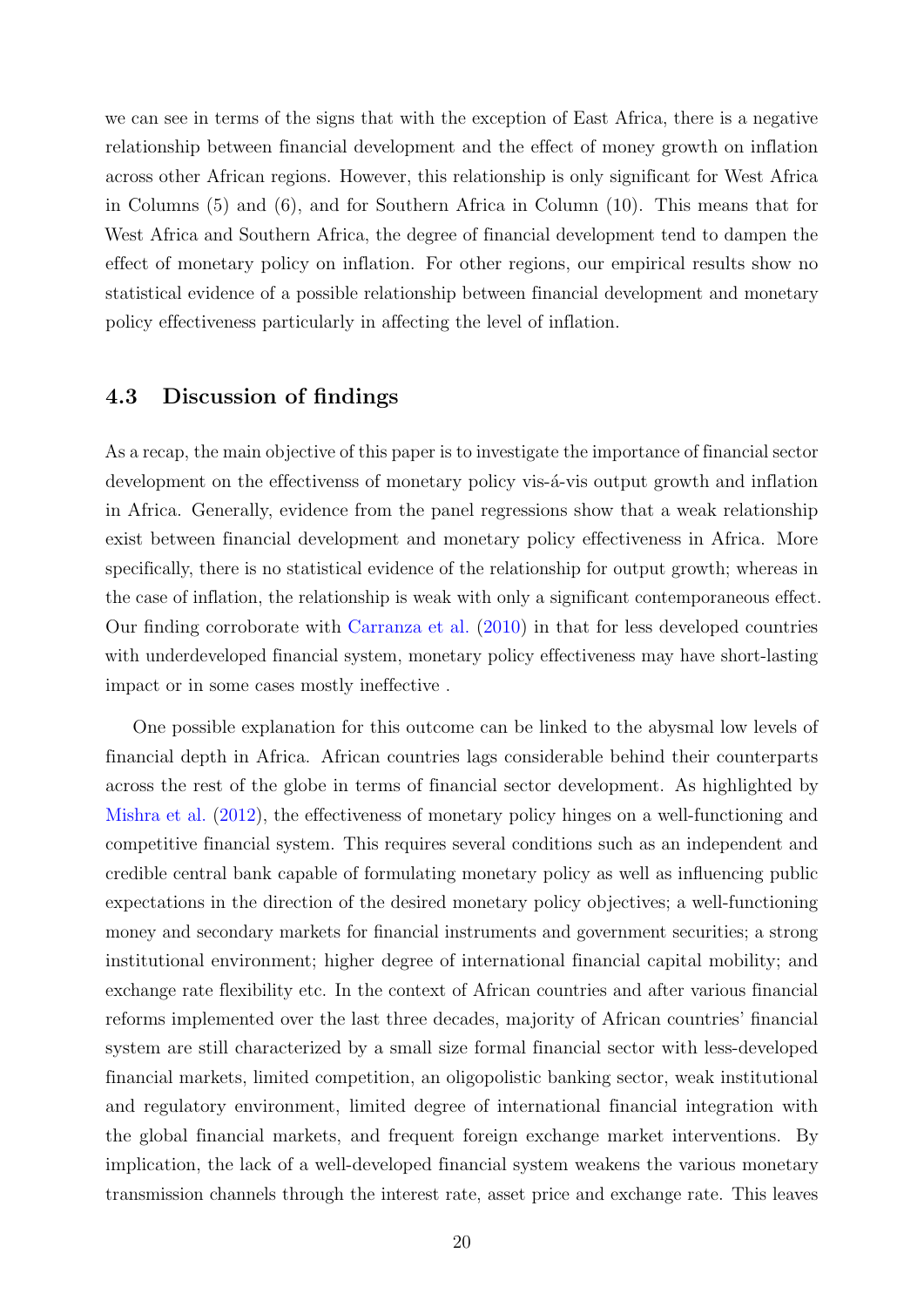we can see in terms of the signs that with the exception of East Africa, there is a negative relationship between financial development and the effect of money growth on inflation across other African regions. However, this relationship is only significant for West Africa in Columns (5) and (6), and for Southern Africa in Column (10). This means that for West Africa and Southern Africa, the degree of financial development tend to dampen the effect of monetary policy on inflation. For other regions, our empirical results show no statistical evidence of a possible relationship between financial development and monetary policy effectiveness particularly in affecting the level of inflation.

## 4.3 Discussion of findings

As a recap, the main objective of this paper is to investigate the importance of financial sector development on the effectivenss of monetary policy vis-á-vis output growth and inflation in Africa. Generally, evidence from the panel regressions show that a weak relationship exist between financial development and monetary policy effectiveness in Africa. More specifically, there is no statistical evidence of the relationship for output growth; whereas in the case of inflation, the relationship is weak with only a significant contemporaneous effect. Our finding corroborate with Carranza et al. (2010) in that for less developed countries with underdeveloped financial system, monetary policy effectiveness may have short-lasting impact or in some cases mostly ineffective .

One possible explanation for this outcome can be linked to the abysmal low levels of financial depth in Africa. African countries lags considerable behind their counterparts across the rest of the globe in terms of financial sector development. As highlighted by Mishra et al. (2012), the effectiveness of monetary policy hinges on a well-functioning and competitive financial system. This requires several conditions such as an independent and credible central bank capable of formulating monetary policy as well as influencing public expectations in the direction of the desired monetary policy objectives; a well-functioning money and secondary markets for financial instruments and government securities; a strong institutional environment; higher degree of international financial capital mobility; and exchange rate flexibility etc. In the context of African countries and after various financial reforms implemented over the last three decades, majority of African countries' financial system are still characterized by a small size formal financial sector with less-developed financial markets, limited competition, an oligopolistic banking sector, weak institutional and regulatory environment, limited degree of international financial integration with the global financial markets, and frequent foreign exchange market interventions. By implication, the lack of a well-developed financial system weakens the various monetary transmission channels through the interest rate, asset price and exchange rate. This leaves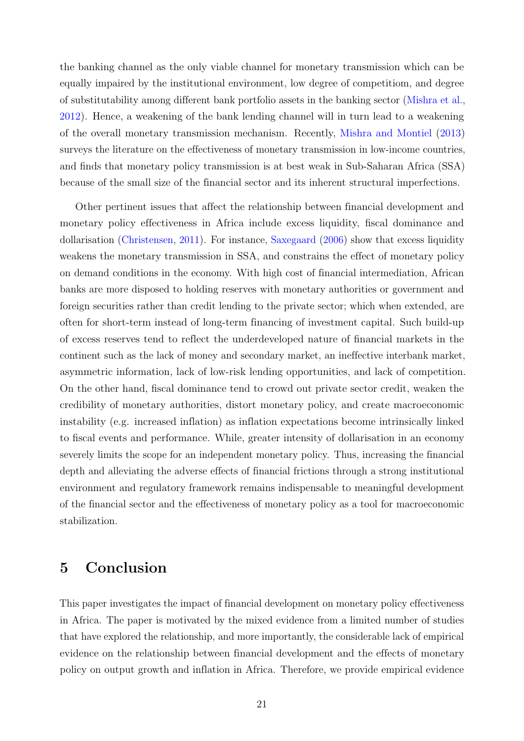the banking channel as the only viable channel for monetary transmission which can be equally impaired by the institutional environment, low degree of competitiom, and degree of substitutability among different bank portfolio assets in the banking sector (Mishra et al., 2012). Hence, a weakening of the bank lending channel will in turn lead to a weakening of the overall monetary transmission mechanism. Recently, Mishra and Montiel (2013) surveys the literature on the effectiveness of monetary transmission in low-income countries, and finds that monetary policy transmission is at best weak in Sub-Saharan Africa (SSA) because of the small size of the financial sector and its inherent structural imperfections.

Other pertinent issues that affect the relationship between financial development and monetary policy effectiveness in Africa include excess liquidity, fiscal dominance and dollarisation (Christensen, 2011). For instance, Saxegaard (2006) show that excess liquidity weakens the monetary transmission in SSA, and constrains the effect of monetary policy on demand conditions in the economy. With high cost of financial intermediation, African banks are more disposed to holding reserves with monetary authorities or government and foreign securities rather than credit lending to the private sector; which when extended, are often for short-term instead of long-term financing of investment capital. Such build-up of excess reserves tend to reflect the underdeveloped nature of financial markets in the continent such as the lack of money and secondary market, an ineffective interbank market, asymmetric information, lack of low-risk lending opportunities, and lack of competition. On the other hand, fiscal dominance tend to crowd out private sector credit, weaken the credibility of monetary authorities, distort monetary policy, and create macroeconomic instability (e.g. increased inflation) as inflation expectations become intrinsically linked to fiscal events and performance. While, greater intensity of dollarisation in an economy severely limits the scope for an independent monetary policy. Thus, increasing the financial depth and alleviating the adverse effects of financial frictions through a strong institutional environment and regulatory framework remains indispensable to meaningful development of the financial sector and the effectiveness of monetary policy as a tool for macroeconomic stabilization.

# 5 Conclusion

This paper investigates the impact of financial development on monetary policy effectiveness in Africa. The paper is motivated by the mixed evidence from a limited number of studies that have explored the relationship, and more importantly, the considerable lack of empirical evidence on the relationship between financial development and the effects of monetary policy on output growth and inflation in Africa. Therefore, we provide empirical evidence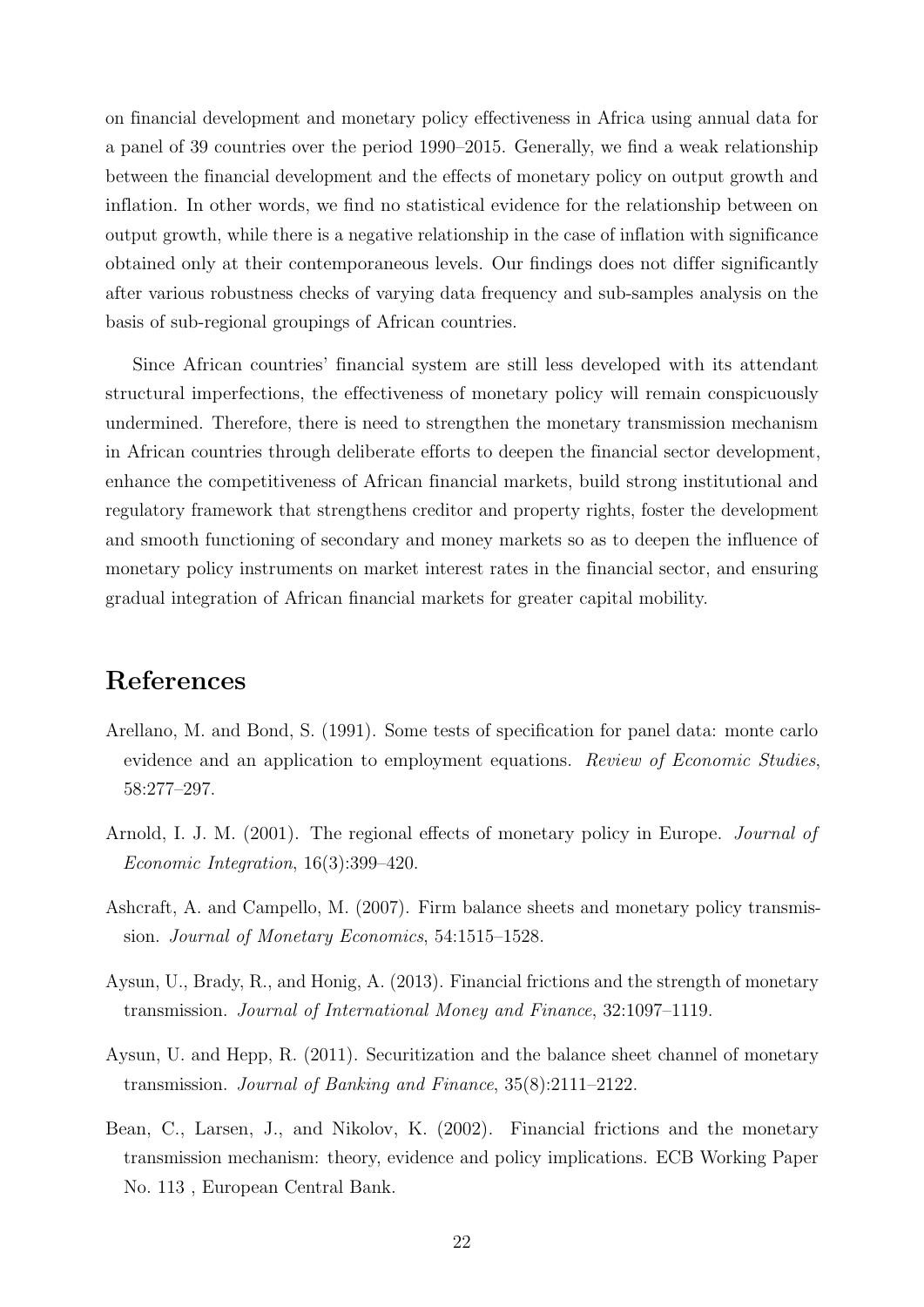on financial development and monetary policy effectiveness in Africa using annual data for a panel of 39 countries over the period 1990–2015. Generally, we find a weak relationship between the financial development and the effects of monetary policy on output growth and inflation. In other words, we find no statistical evidence for the relationship between on output growth, while there is a negative relationship in the case of inflation with significance obtained only at their contemporaneous levels. Our findings does not differ significantly after various robustness checks of varying data frequency and sub-samples analysis on the basis of sub-regional groupings of African countries.

Since African countries' financial system are still less developed with its attendant structural imperfections, the effectiveness of monetary policy will remain conspicuously undermined. Therefore, there is need to strengthen the monetary transmission mechanism in African countries through deliberate efforts to deepen the financial sector development, enhance the competitiveness of African financial markets, build strong institutional and regulatory framework that strengthens creditor and property rights, foster the development and smooth functioning of secondary and money markets so as to deepen the influence of monetary policy instruments on market interest rates in the financial sector, and ensuring gradual integration of African financial markets for greater capital mobility.

# References

Arellano, M. and Bond, S. (1991). Some tests of specification for panel data: monte carlo evidence and an application to employment equations. *Review of Economic Studies*, 58:277–297.

Arnold, I. J. M. (2001). The regional effects of monetary policy in Europe. *Journal of Economic Integration*, 16(3):399–420.

Ashcraft, A. and Campello, M. (2007). Firm balance sheets and monetary policy transmission. *Journal of Monetary Economics*, 54:1515–1528.

Aysun, U., Brady, R., and Honig, A. (2013). Financial frictions and the strength of monetary transmission. *Journal of International Money and Finance*, 32:1097–1119.

Aysun, U. and Hepp, R. (2011). Securitization and the balance sheet channel of monetary transmission. *Journal of Banking and Finance*, 35(8):2111–2122.

Bean, C., Larsen, J., and Nikolov, K. (2002). Financial frictions and the monetary transmission mechanism: theory, evidence and policy implications. ECB Working Paper No. 113 , European Central Bank.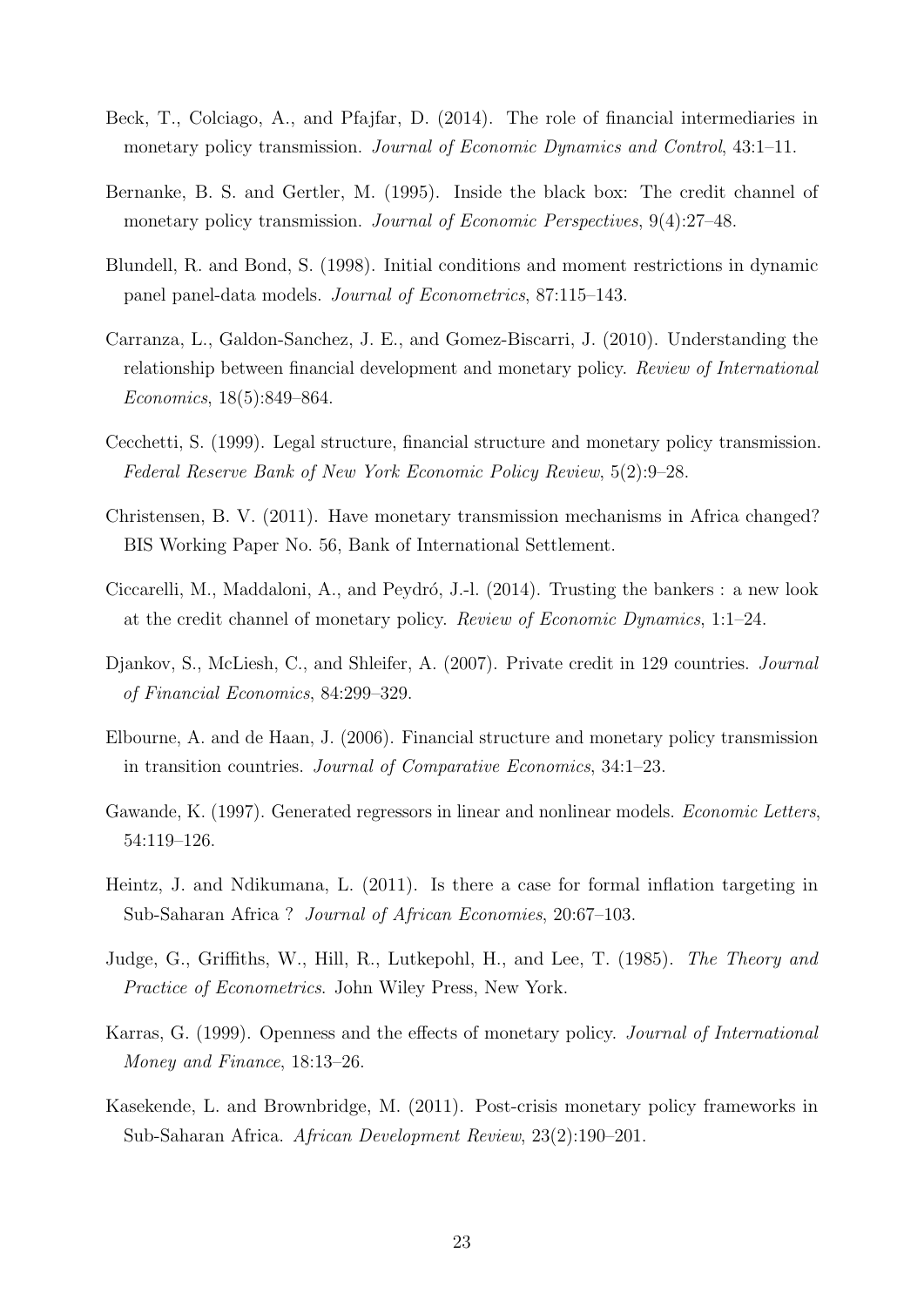Beck, T., Colciago, A., and Pfajfar, D. (2014). The role of financial intermediaries in monetary policy transmission. *Journal of Economic Dynamics and Control*, 43:1–11.

Bernanke, B. S. and Gertler, M. (1995). Inside the black box: The credit channel of monetary policy transmission. *Journal of Economic Perspectives*, 9(4):27–48.

Blundell, R. and Bond, S. (1998). Initial conditions and moment restrictions in dynamic panel panel-data models. *Journal of Econometrics*, 87:115–143.

Carranza, L., Galdon-Sanchez, J. E., and Gomez-Biscarri, J. (2010). Understanding the relationship between financial development and monetary policy. *Review of International Economics*, 18(5):849–864.

Cecchetti, S. (1999). Legal structure, financial structure and monetary policy transmission. *Federal Reserve Bank of New York Economic Policy Review*, 5(2):9–28.

Christensen, B. V. (2011). Have monetary transmission mechanisms in Africa changed? BIS Working Paper No. 56, Bank of International Settlement.

Ciccarelli, M., Maddaloni, A., and Peydró, J.-l. (2014). Trusting the bankers : a new look at the credit channel of monetary policy. *Review of Economic Dynamics*, 1:1–24.

Djankov, S., McLiesh, C., and Shleifer, A. (2007). Private credit in 129 countries. *Journal of Financial Economics*, 84:299–329.

Elbourne, A. and de Haan, J. (2006). Financial structure and monetary policy transmission in transition countries. *Journal of Comparative Economics*, 34:1–23.

Gawande, K. (1997). Generated regressors in linear and nonlinear models. *Economic Letters*, 54:119–126.

Heintz, J. and Ndikumana, L. (2011). Is there a case for formal inflation targeting in Sub-Saharan Africa ? *Journal of African Economies*, 20:67–103.

Judge, G., Griffiths, W., Hill, R., Lutkepohl, H., and Lee, T. (1985). *The Theory and Practice of Econometrics*. John Wiley Press, New York.

Karras, G. (1999). Openness and the effects of monetary policy. *Journal of International Money and Finance*, 18:13–26.

Kasekende, L. and Brownbridge, M. (2011). Post-crisis monetary policy frameworks in Sub-Saharan Africa. *African Development Review*, 23(2):190–201.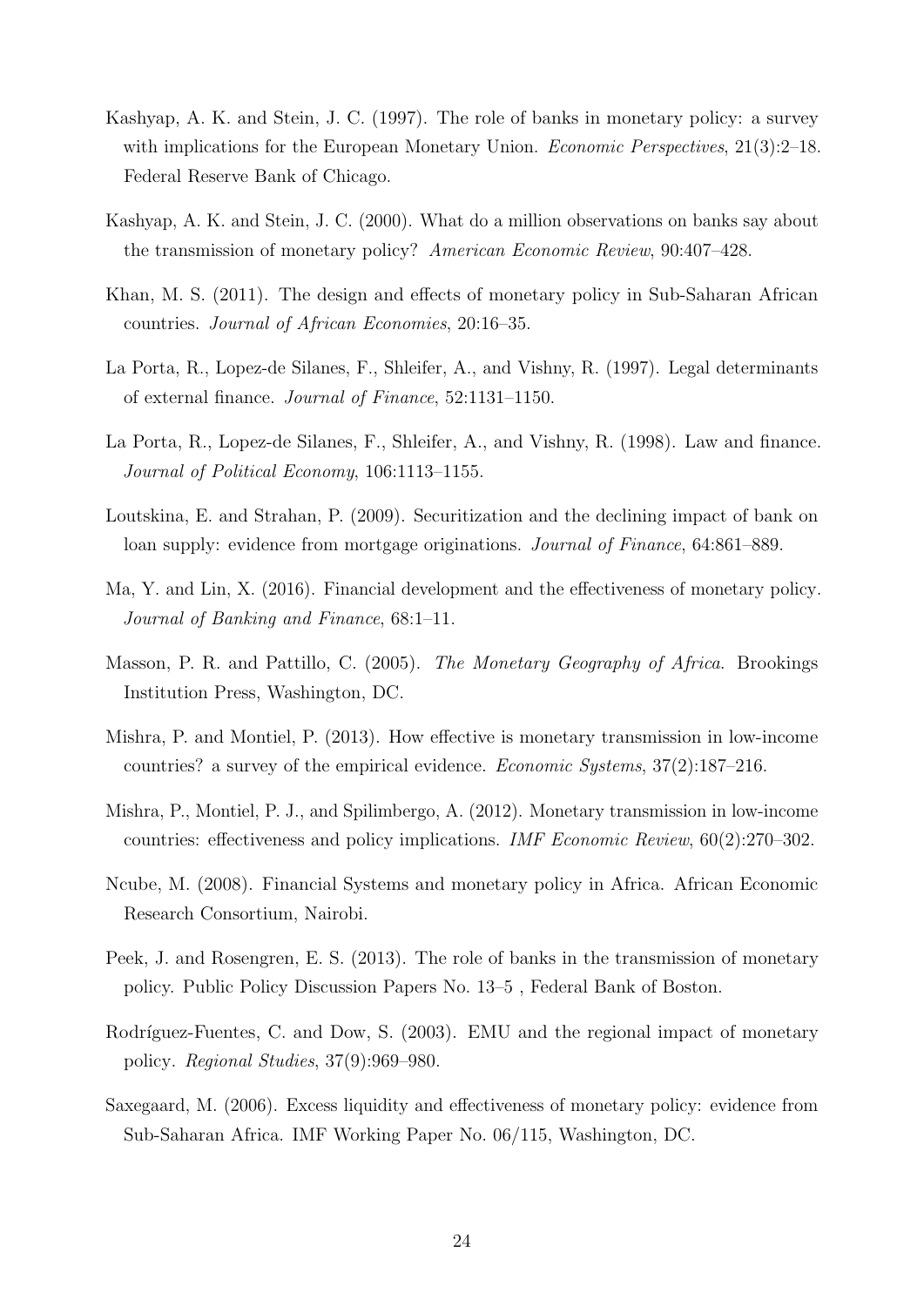Kashyap, A. K. and Stein, J. C. (1997). The role of banks in monetary policy: a survey with implications for the European Monetary Union. *Economic Perspectives*, 21(3):2–18. Federal Reserve Bank of Chicago.

Kashyap, A. K. and Stein, J. C. (2000). What do a million observations on banks say about the transmission of monetary policy? *American Economic Review*, 90:407–428.

Khan, M. S. (2011). The design and effects of monetary policy in Sub-Saharan African countries. *Journal of African Economies*, 20:16–35.

La Porta, R., Lopez-de Silanes, F., Shleifer, A., and Vishny, R. (1997). Legal determinants of external finance. *Journal of Finance*, 52:1131–1150.

La Porta, R., Lopez-de Silanes, F., Shleifer, A., and Vishny, R. (1998). Law and finance. *Journal of Political Economy*, 106:1113–1155.

Loutskina, E. and Strahan, P. (2009). Securitization and the declining impact of bank on loan supply: evidence from mortgage originations. *Journal of Finance*, 64:861–889.

Ma, Y. and Lin, X. (2016). Financial development and the effectiveness of monetary policy. *Journal of Banking and Finance*, 68:1–11.

Masson, P. R. and Pattillo, C. (2005). *The Monetary Geography of Africa*. Brookings Institution Press, Washington, DC.

Mishra, P. and Montiel, P. (2013). How effective is monetary transmission in low-income countries? a survey of the empirical evidence. *Economic Systems*, 37(2):187–216.

Mishra, P., Montiel, P. J., and Spilimbergo, A. (2012). Monetary transmission in low-income countries: effectiveness and policy implications. *IMF Economic Review*, 60(2):270–302.

Ncube, M. (2008). Financial Systems and monetary policy in Africa. African Economic Research Consortium, Nairobi.

Peek, J. and Rosengren, E. S. (2013). The role of banks in the transmission of monetary policy. Public Policy Discussion Papers No. 13–5 , Federal Bank of Boston.

Rodríguez-Fuentes, C. and Dow, S. (2003). EMU and the regional impact of monetary policy. *Regional Studies*, 37(9):969–980.

Saxegaard, M. (2006). Excess liquidity and effectiveness of monetary policy: evidence from Sub-Saharan Africa. IMF Working Paper No. 06/115, Washington, DC.